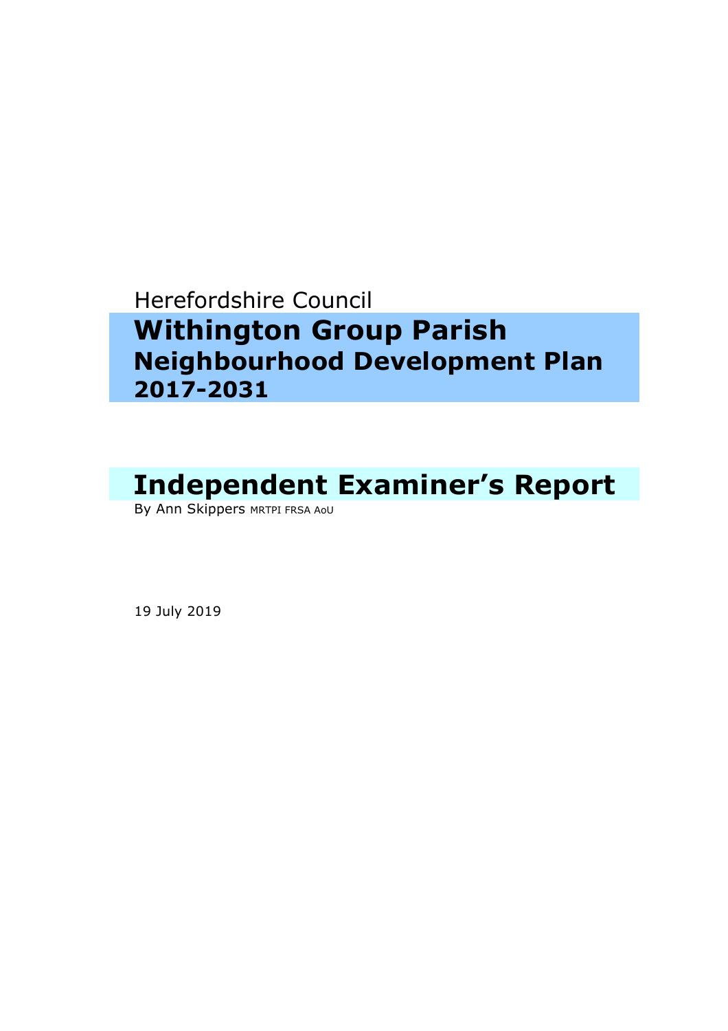Herefordshire Council

# Withington Group Parish Neighbourhood Development Plan 2017-2031

# Independent Examiner's Report

By Ann Skippers MRTPI FRSA AoU

19 July 2019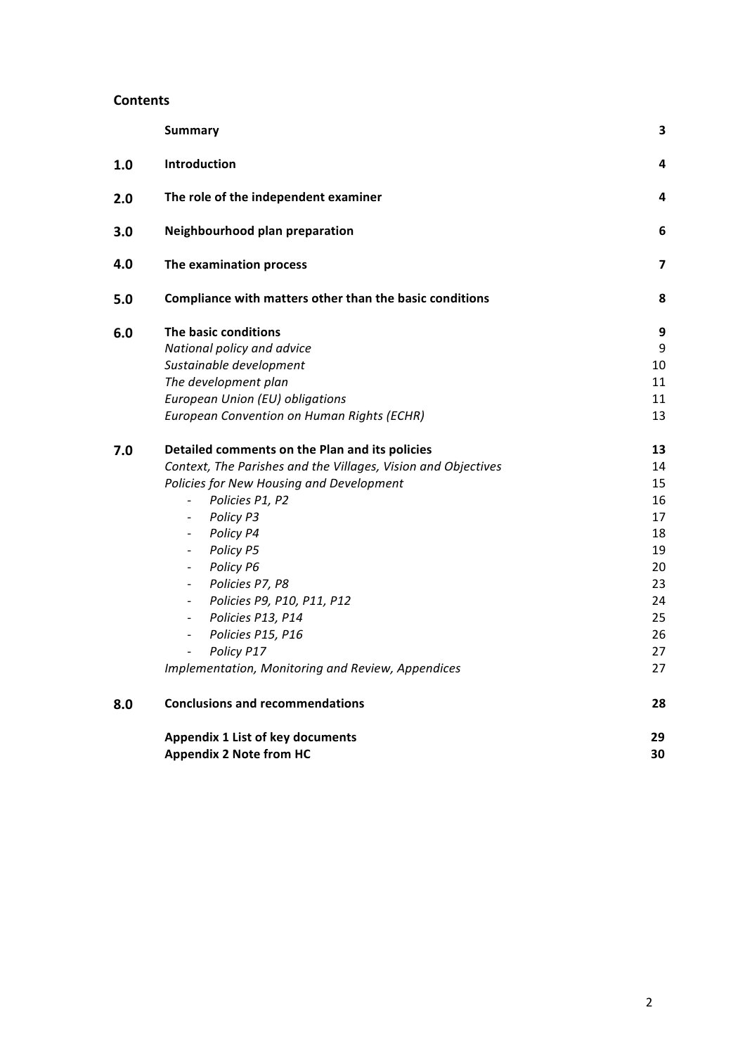## Contents

| | | |
|---|---|---|
| | **Summary** | **3** |
| **1.0** | **Introduction** | **4** |
| **2.0** | **The role of the independent examiner** | **4** |
| **3.0** | **Neighbourhood plan preparation** | **6** |
| **4.0** | **The examination process** | **7** |
| **5.0** | **Compliance with matters other than the basic conditions** | **8** |
| **6.0** | **The basic conditions** | **9** |
| | *National policy and advice* | 9 |
| | *Sustainable development* | 10 |
| | *The development plan* | 11 |
| | *European Union (EU) obligations* | 11 |
| | *European Convention on Human Rights (ECHR)* | 13 |
| **7.0** | **Detailed comments on the Plan and its policies** | **13** |
| | *Context, The Parishes and the Villages, Vision and Objectives* | 14 |
| | *Policies for New Housing and Development* | 15 |
| | - *Policies P1, P2* | 16 |
| | - *Policy P3* | 17 |
| | - *Policy P4* | 18 |
| | - *Policy P5* | 19 |
| | - *Policy P6* | 20 |
| | - *Policies P7, P8* | 23 |
| | - *Policies P9, P10, P11, P12* | 24 |
| | - *Policies P13, P14* | 25 |
| | - *Policies P15, P16* | 26 |
| | - *Policy P17* | 27 |
| | *Implementation, Monitoring and Review, Appendices* | 27 |
| **8.0** | **Conclusions and recommendations** | **28** |
| | **Appendix 1 List of key documents** | **29** |
| | **Appendix 2 Note from HC** | **30** |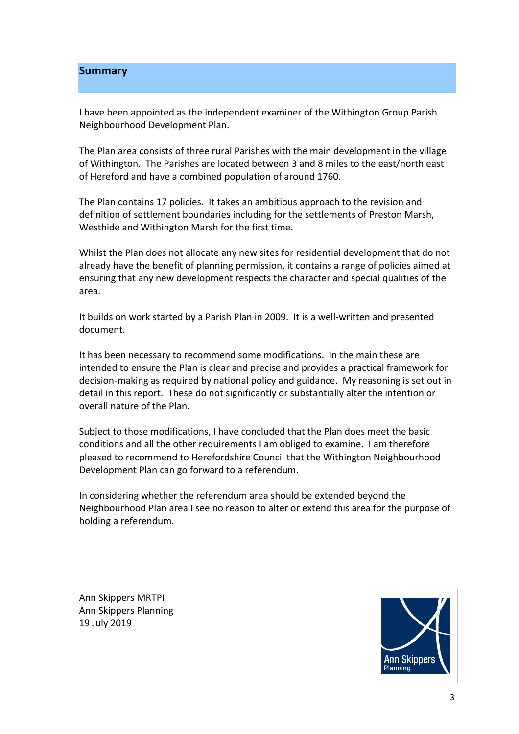## Summary

I have been appointed as the independent examiner of the Withington Group Parish Neighbourhood Development Plan.

The Plan area consists of three rural Parishes with the main development in the village of Withington. The Parishes are located between 3 and 8 miles to the east/north east of Hereford and have a combined population of around 1760.

The Plan contains 17 policies. It takes an ambitious approach to the revision and definition of settlement boundaries including for the settlements of Preston Marsh, Westhide and Withington Marsh for the first time.

Whilst the Plan does not allocate any new sites for residential development that do not already have the benefit of planning permission, it contains a range of policies aimed at ensuring that any new development respects the character and special qualities of the area.

It builds on work started by a Parish Plan in 2009. It is a well-written and presented document.

It has been necessary to recommend some modifications. In the main these are intended to ensure the Plan is clear and precise and provides a practical framework for decision-making as required by national policy and guidance. My reasoning is set out in detail in this report. These do not significantly or substantially alter the intention or overall nature of the Plan.

Subject to those modifications, I have concluded that the Plan does meet the basic conditions and all the other requirements I am obliged to examine. I am therefore pleased to recommend to Herefordshire Council that the Withington Neighbourhood Development Plan can go forward to a referendum.

In considering whether the referendum area should be extended beyond the Neighbourhood Plan area I see no reason to alter or extend this area for the purpose of holding a referendum.

Ann Skippers MRTPI
Ann Skippers Planning
19 July 2019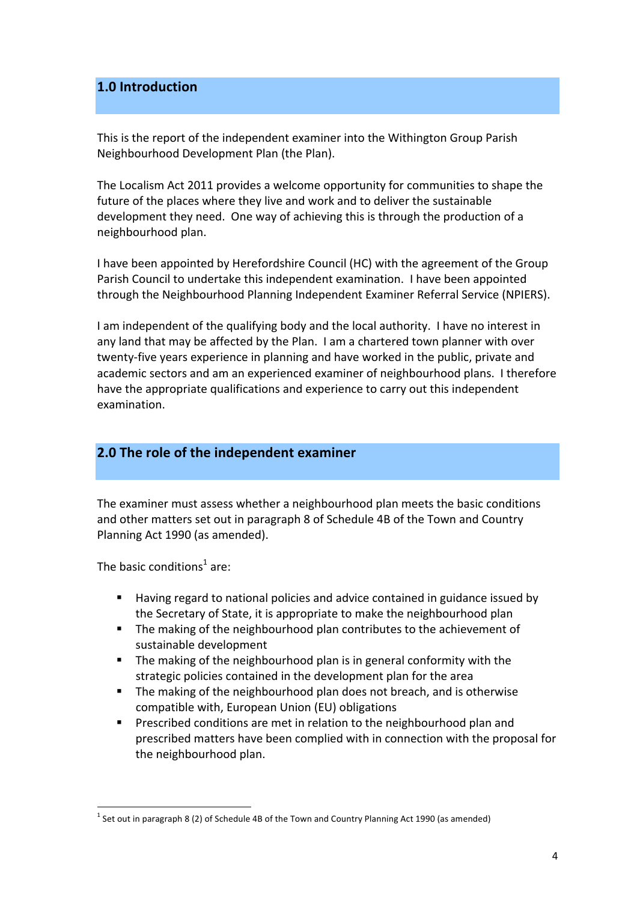## 1.0 Introduction

This is the report of the independent examiner into the Withington Group Parish Neighbourhood Development Plan (the Plan).

The Localism Act 2011 provides a welcome opportunity for communities to shape the future of the places where they live and work and to deliver the sustainable development they need. One way of achieving this is through the production of a neighbourhood plan.

I have been appointed by Herefordshire Council (HC) with the agreement of the Group Parish Council to undertake this independent examination. I have been appointed through the Neighbourhood Planning Independent Examiner Referral Service (NPIERS).

I am independent of the qualifying body and the local authority. I have no interest in any land that may be affected by the Plan. I am a chartered town planner with over twenty-five years experience in planning and have worked in the public, private and academic sectors and am an experienced examiner of neighbourhood plans. I therefore have the appropriate qualifications and experience to carry out this independent examination.

## 2.0 The role of the independent examiner

The examiner must assess whether a neighbourhood plan meets the basic conditions and other matters set out in paragraph 8 of Schedule 4B of the Town and Country Planning Act 1990 (as amended).

The basic conditions[1] are:

- Having regard to national policies and advice contained in guidance issued by the Secretary of State, it is appropriate to make the neighbourhood plan
- The making of the neighbourhood plan contributes to the achievement of sustainable development
- The making of the neighbourhood plan is in general conformity with the strategic policies contained in the development plan for the area
- The making of the neighbourhood plan does not breach, and is otherwise compatible with, European Union (EU) obligations
- Prescribed conditions are met in relation to the neighbourhood plan and prescribed matters have been complied with in connection with the proposal for the neighbourhood plan.

[1] Set out in paragraph 8 (2) of Schedule 4B of the Town and Country Planning Act 1990 (as amended)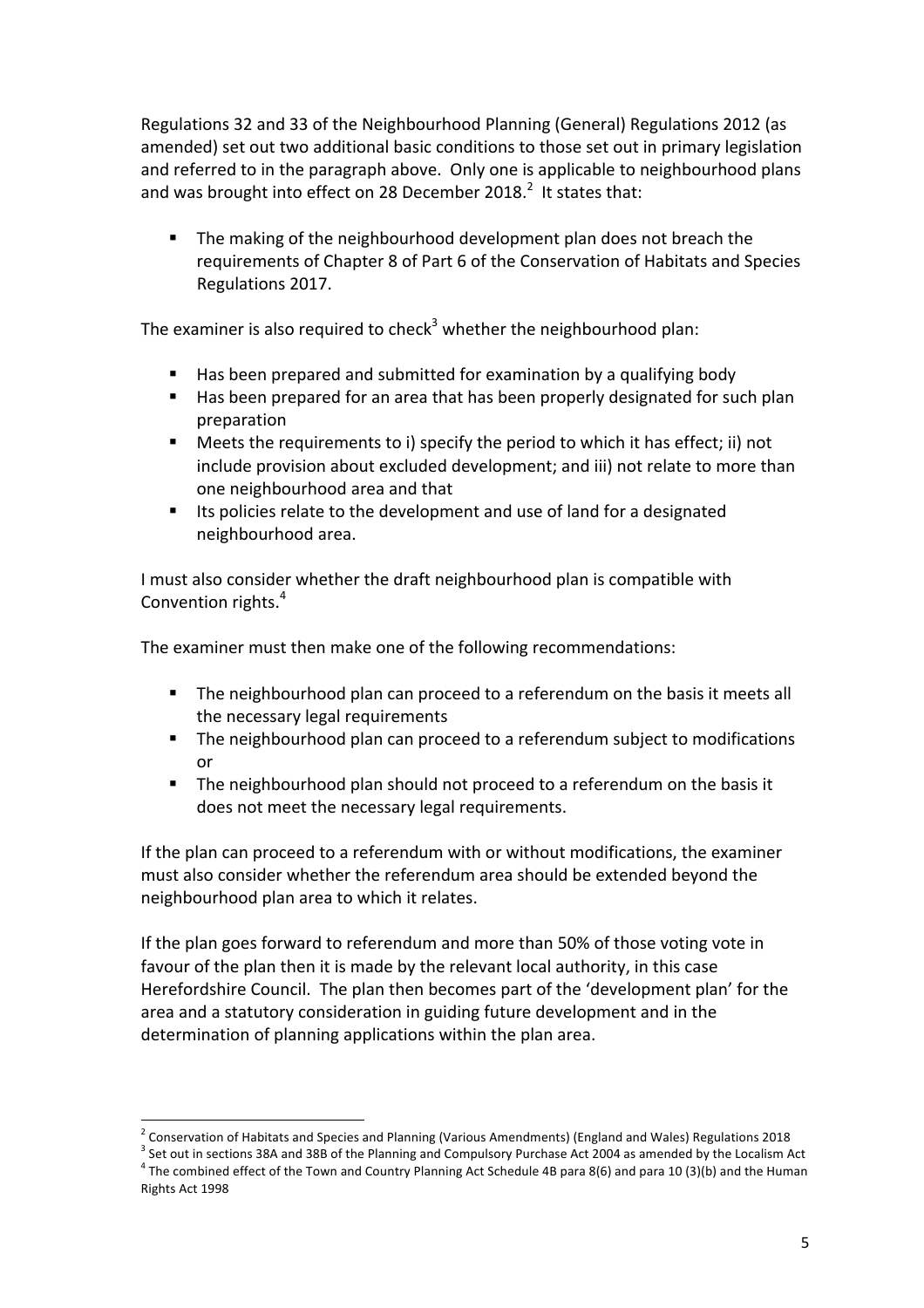Regulations 32 and 33 of the Neighbourhood Planning (General) Regulations 2012 (as amended) set out two additional basic conditions to those set out in primary legislation and referred to in the paragraph above. Only one is applicable to neighbourhood plans and was brought into effect on 28 December 2018.[2] It states that:

- The making of the neighbourhood development plan does not breach the requirements of Chapter 8 of Part 6 of the Conservation of Habitats and Species Regulations 2017.

The examiner is also required to check[3] whether the neighbourhood plan:

- Has been prepared and submitted for examination by a qualifying body
- Has been prepared for an area that has been properly designated for such plan preparation
- Meets the requirements to i) specify the period to which it has effect; ii) not include provision about excluded development; and iii) not relate to more than one neighbourhood area and that
- Its policies relate to the development and use of land for a designated neighbourhood area.

I must also consider whether the draft neighbourhood plan is compatible with Convention rights.[4]

The examiner must then make one of the following recommendations:

- The neighbourhood plan can proceed to a referendum on the basis it meets all the necessary legal requirements
- The neighbourhood plan can proceed to a referendum subject to modifications or
- The neighbourhood plan should not proceed to a referendum on the basis it does not meet the necessary legal requirements.

If the plan can proceed to a referendum with or without modifications, the examiner must also consider whether the referendum area should be extended beyond the neighbourhood plan area to which it relates.

If the plan goes forward to referendum and more than 50% of those voting vote in favour of the plan then it is made by the relevant local authority, in this case Herefordshire Council. The plan then becomes part of the 'development plan' for the area and a statutory consideration in guiding future development and in the determination of planning applications within the plan area.

---

[2] Conservation of Habitats and Species and Planning (Various Amendments) (England and Wales) Regulations 2018

[3] Set out in sections 38A and 38B of the Planning and Compulsory Purchase Act 2004 as amended by the Localism Act

[4] The combined effect of the Town and Country Planning Act Schedule 4B para 8(6) and para 10 (3)(b) and the Human Rights Act 1998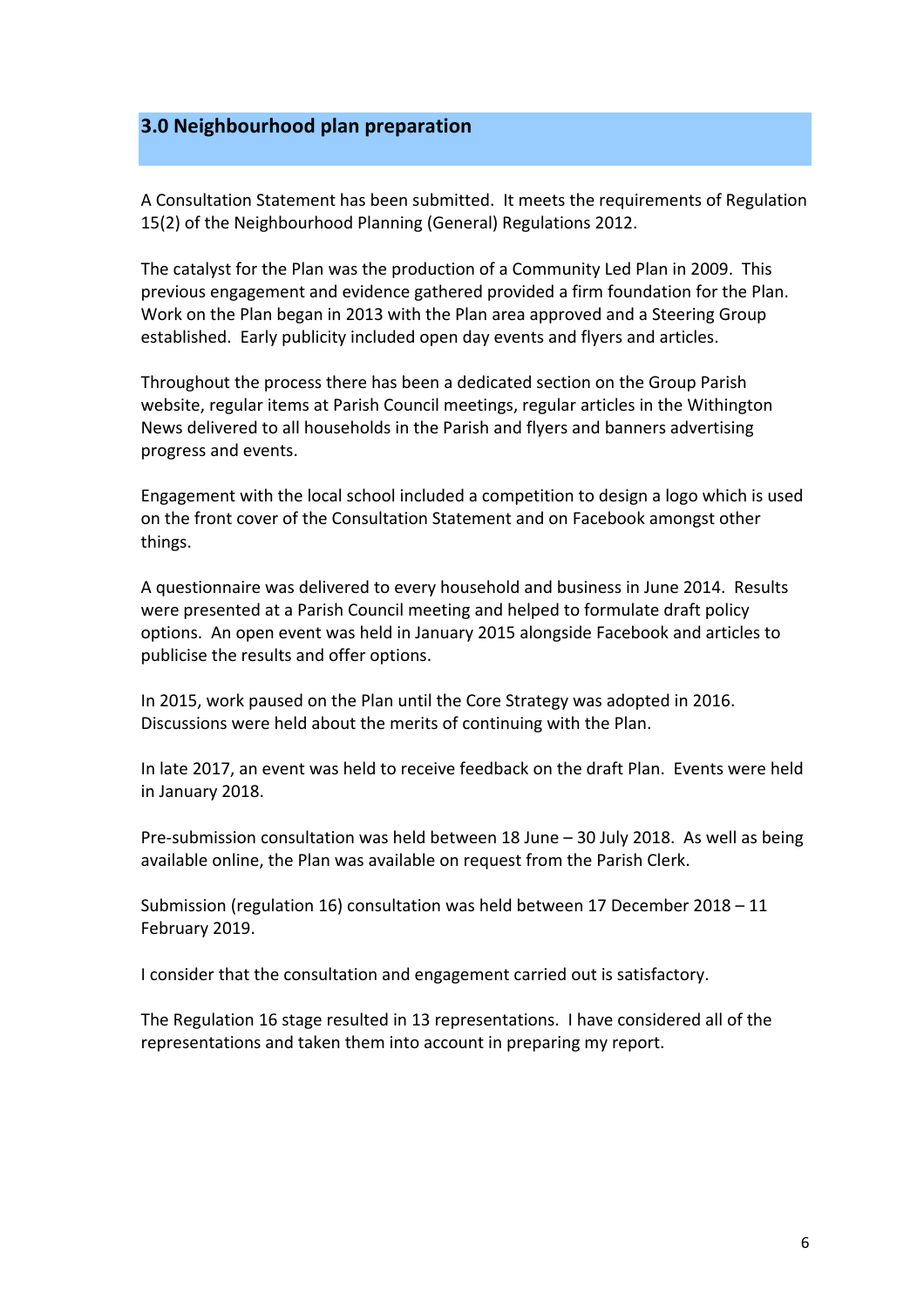## 3.0 Neighbourhood plan preparation

A Consultation Statement has been submitted. It meets the requirements of Regulation 15(2) of the Neighbourhood Planning (General) Regulations 2012.

The catalyst for the Plan was the production of a Community Led Plan in 2009. This previous engagement and evidence gathered provided a firm foundation for the Plan. Work on the Plan began in 2013 with the Plan area approved and a Steering Group established. Early publicity included open day events and flyers and articles.

Throughout the process there has been a dedicated section on the Group Parish website, regular items at Parish Council meetings, regular articles in the Withington News delivered to all households in the Parish and flyers and banners advertising progress and events.

Engagement with the local school included a competition to design a logo which is used on the front cover of the Consultation Statement and on Facebook amongst other things.

A questionnaire was delivered to every household and business in June 2014. Results were presented at a Parish Council meeting and helped to formulate draft policy options. An open event was held in January 2015 alongside Facebook and articles to publicise the results and offer options.

In 2015, work paused on the Plan until the Core Strategy was adopted in 2016. Discussions were held about the merits of continuing with the Plan.

In late 2017, an event was held to receive feedback on the draft Plan. Events were held in January 2018.

Pre-submission consultation was held between 18 June – 30 July 2018. As well as being available online, the Plan was available on request from the Parish Clerk.

Submission (regulation 16) consultation was held between 17 December 2018 – 11 February 2019.

I consider that the consultation and engagement carried out is satisfactory.

The Regulation 16 stage resulted in 13 representations. I have considered all of the representations and taken them into account in preparing my report.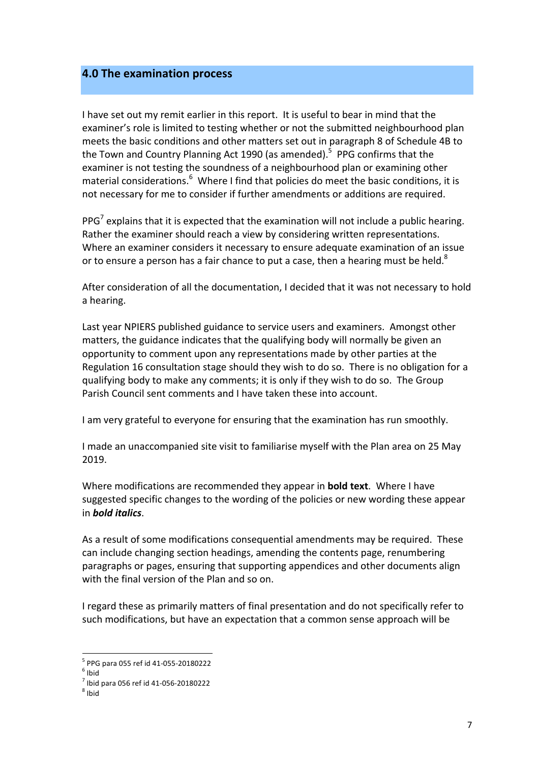## 4.0 The examination process

I have set out my remit earlier in this report. It is useful to bear in mind that the examiner's role is limited to testing whether or not the submitted neighbourhood plan meets the basic conditions and other matters set out in paragraph 8 of Schedule 4B to the Town and Country Planning Act 1990 (as amended).[5] PPG confirms that the examiner is not testing the soundness of a neighbourhood plan or examining other material considerations.[6] Where I find that policies do meet the basic conditions, it is not necessary for me to consider if further amendments or additions are required.

PPG[7] explains that it is expected that the examination will not include a public hearing. Rather the examiner should reach a view by considering written representations. Where an examiner considers it necessary to ensure adequate examination of an issue or to ensure a person has a fair chance to put a case, then a hearing must be held.[8]

After consideration of all the documentation, I decided that it was not necessary to hold a hearing.

Last year NPIERS published guidance to service users and examiners. Amongst other matters, the guidance indicates that the qualifying body will normally be given an opportunity to comment upon any representations made by other parties at the Regulation 16 consultation stage should they wish to do so. There is no obligation for a qualifying body to make any comments; it is only if they wish to do so. The Group Parish Council sent comments and I have taken these into account.

I am very grateful to everyone for ensuring that the examination has run smoothly.

I made an unaccompanied site visit to familiarise myself with the Plan area on 25 May 2019.

Where modifications are recommended they appear in **bold text**. Where I have suggested specific changes to the wording of the policies or new wording these appear in ***bold italics***.

As a result of some modifications consequential amendments may be required. These can include changing section headings, amending the contents page, renumbering paragraphs or pages, ensuring that supporting appendices and other documents align with the final version of the Plan and so on.

I regard these as primarily matters of final presentation and do not specifically refer to such modifications, but have an expectation that a common sense approach will be

---

[5] PPG para 055 ref id 41-055-20180222

[6] Ibid

[7] Ibid para 056 ref id 41-056-20180222

[8] Ibid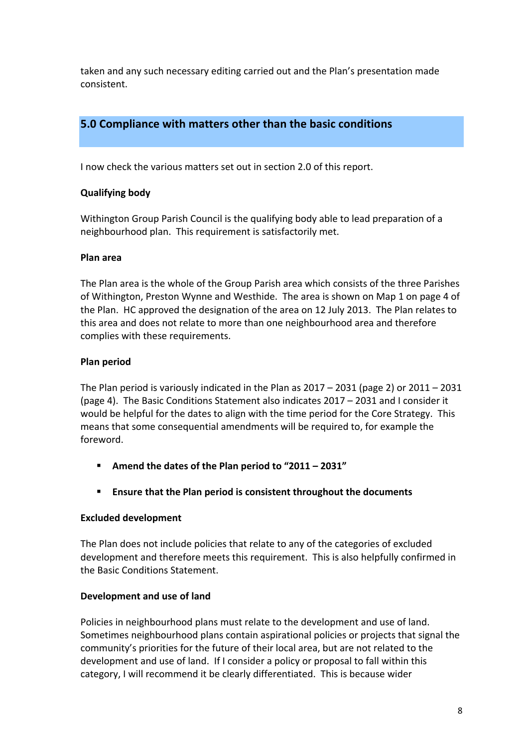taken and any such necessary editing carried out and the Plan's presentation made consistent.

## 5.0 Compliance with matters other than the basic conditions

I now check the various matters set out in section 2.0 of this report.

**Qualifying body**

Withington Group Parish Council is the qualifying body able to lead preparation of a neighbourhood plan. This requirement is satisfactorily met.

**Plan area**

The Plan area is the whole of the Group Parish area which consists of the three Parishes of Withington, Preston Wynne and Westhide. The area is shown on Map 1 on page 4 of the Plan. HC approved the designation of the area on 12 July 2013. The Plan relates to this area and does not relate to more than one neighbourhood area and therefore complies with these requirements.

**Plan period**

The Plan period is variously indicated in the Plan as 2017 – 2031 (page 2) or 2011 – 2031 (page 4). The Basic Conditions Statement also indicates 2017 – 2031 and I consider it would be helpful for the dates to align with the time period for the Core Strategy. This means that some consequential amendments will be required to, for example the foreword.

- **Amend the dates of the Plan period to "2011 – 2031"**
- **Ensure that the Plan period is consistent throughout the documents**

**Excluded development**

The Plan does not include policies that relate to any of the categories of excluded development and therefore meets this requirement. This is also helpfully confirmed in the Basic Conditions Statement.

**Development and use of land**

Policies in neighbourhood plans must relate to the development and use of land. Sometimes neighbourhood plans contain aspirational policies or projects that signal the community's priorities for the future of their local area, but are not related to the development and use of land. If I consider a policy or proposal to fall within this category, I will recommend it be clearly differentiated. This is because wider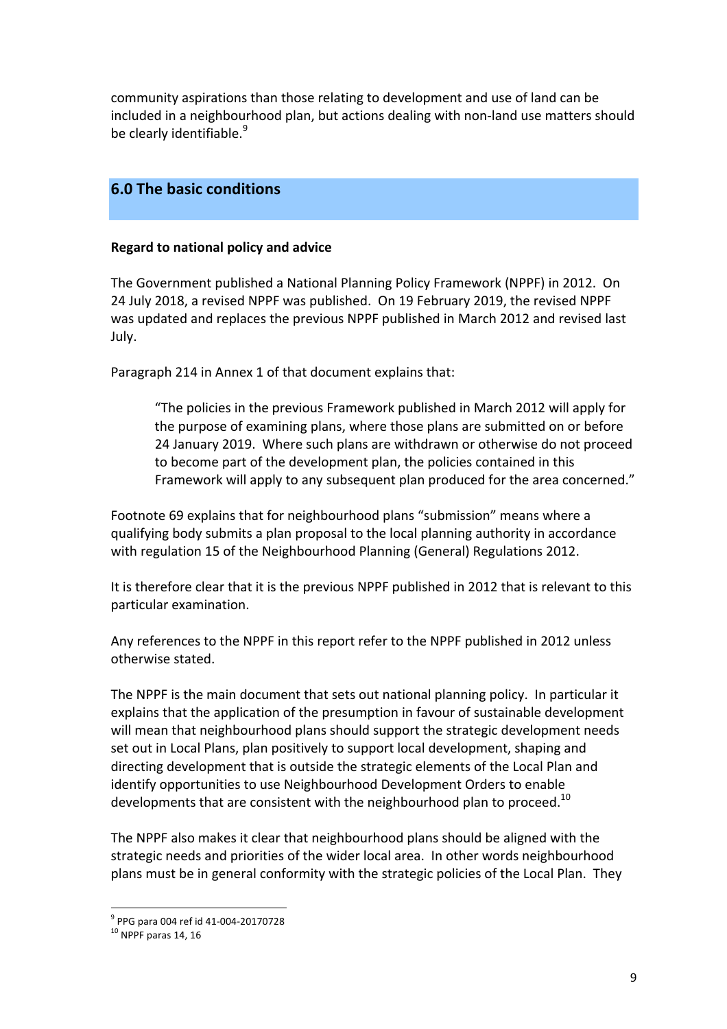community aspirations than those relating to development and use of land can be included in a neighbourhood plan, but actions dealing with non-land use matters should be clearly identifiable.[9]

## 6.0 The basic conditions

**Regard to national policy and advice**

The Government published a National Planning Policy Framework (NPPF) in 2012. On 24 July 2018, a revised NPPF was published. On 19 February 2019, the revised NPPF was updated and replaces the previous NPPF published in March 2012 and revised last July.

Paragraph 214 in Annex 1 of that document explains that:

> "The policies in the previous Framework published in March 2012 will apply for the purpose of examining plans, where those plans are submitted on or before 24 January 2019. Where such plans are withdrawn or otherwise do not proceed to become part of the development plan, the policies contained in this Framework will apply to any subsequent plan produced for the area concerned."

Footnote 69 explains that for neighbourhood plans "submission" means where a qualifying body submits a plan proposal to the local planning authority in accordance with regulation 15 of the Neighbourhood Planning (General) Regulations 2012.

It is therefore clear that it is the previous NPPF published in 2012 that is relevant to this particular examination.

Any references to the NPPF in this report refer to the NPPF published in 2012 unless otherwise stated.

The NPPF is the main document that sets out national planning policy. In particular it explains that the application of the presumption in favour of sustainable development will mean that neighbourhood plans should support the strategic development needs set out in Local Plans, plan positively to support local development, shaping and directing development that is outside the strategic elements of the Local Plan and identify opportunities to use Neighbourhood Development Orders to enable developments that are consistent with the neighbourhood plan to proceed.[10]

The NPPF also makes it clear that neighbourhood plans should be aligned with the strategic needs and priorities of the wider local area. In other words neighbourhood plans must be in general conformity with the strategic policies of the Local Plan. They

---

[9] PPG para 004 ref id 41-004-20170728
[10] NPPF paras 14, 16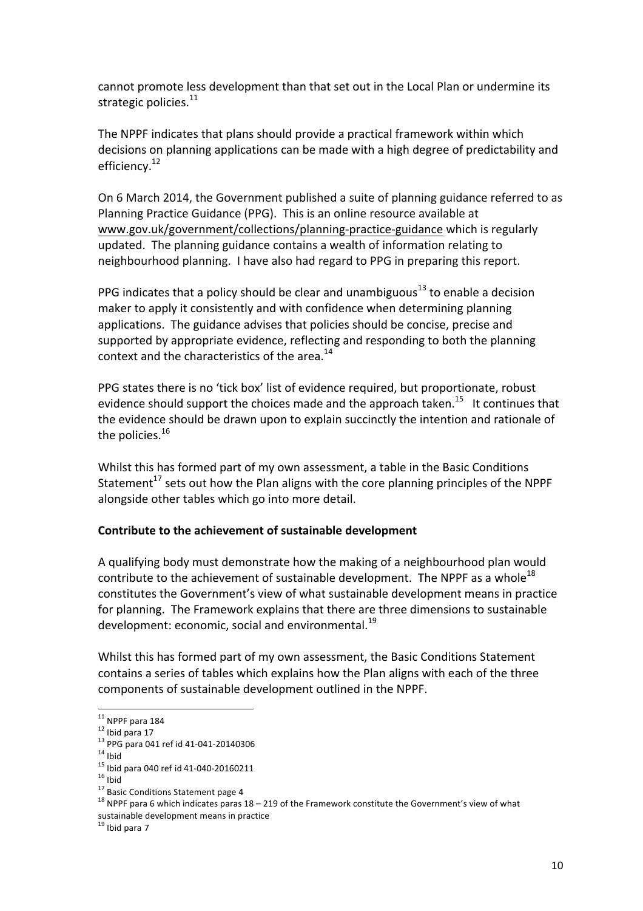cannot promote less development than that set out in the Local Plan or undermine its strategic policies.[11]

The NPPF indicates that plans should provide a practical framework within which decisions on planning applications can be made with a high degree of predictability and efficiency.[12]

On 6 March 2014, the Government published a suite of planning guidance referred to as Planning Practice Guidance (PPG). This is an online resource available at www.gov.uk/government/collections/planning-practice-guidance which is regularly updated. The planning guidance contains a wealth of information relating to neighbourhood planning. I have also had regard to PPG in preparing this report.

PPG indicates that a policy should be clear and unambiguous[13] to enable a decision maker to apply it consistently and with confidence when determining planning applications. The guidance advises that policies should be concise, precise and supported by appropriate evidence, reflecting and responding to both the planning context and the characteristics of the area.[14]

PPG states there is no 'tick box' list of evidence required, but proportionate, robust evidence should support the choices made and the approach taken.[15] It continues that the evidence should be drawn upon to explain succinctly the intention and rationale of the policies.[16]

Whilst this has formed part of my own assessment, a table in the Basic Conditions Statement[17] sets out how the Plan aligns with the core planning principles of the NPPF alongside other tables which go into more detail.

**Contribute to the achievement of sustainable development**

A qualifying body must demonstrate how the making of a neighbourhood plan would contribute to the achievement of sustainable development. The NPPF as a whole[18] constitutes the Government's view of what sustainable development means in practice for planning. The Framework explains that there are three dimensions to sustainable development: economic, social and environmental.[19]

Whilst this has formed part of my own assessment, the Basic Conditions Statement contains a series of tables which explains how the Plan aligns with each of the three components of sustainable development outlined in the NPPF.

---

[11] NPPF para 184
[12] Ibid para 17
[13] PPG para 041 ref id 41-041-20140306
[14] Ibid
[15] Ibid para 040 ref id 41-040-20160211
[16] Ibid
[17] Basic Conditions Statement page 4
[18] NPPF para 6 which indicates paras 18 – 219 of the Framework constitute the Government's view of what sustainable development means in practice
[19] Ibid para 7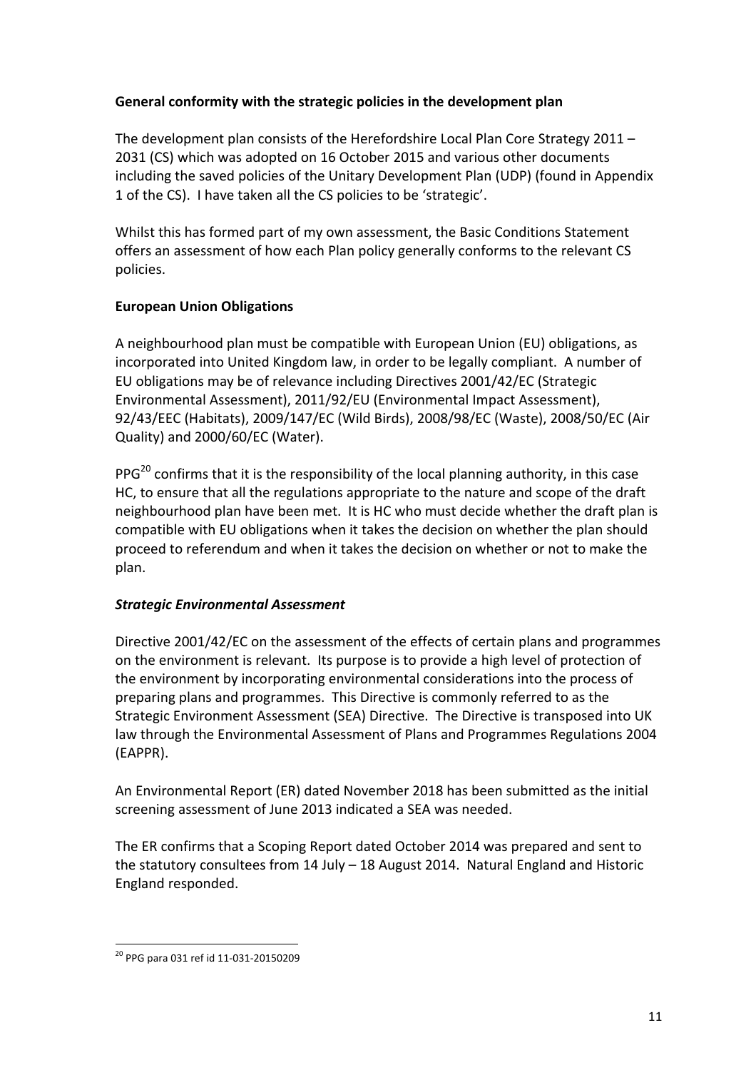**General conformity with the strategic policies in the development plan**

The development plan consists of the Herefordshire Local Plan Core Strategy 2011 – 2031 (CS) which was adopted on 16 October 2015 and various other documents including the saved policies of the Unitary Development Plan (UDP) (found in Appendix 1 of the CS). I have taken all the CS policies to be 'strategic'.

Whilst this has formed part of my own assessment, the Basic Conditions Statement offers an assessment of how each Plan policy generally conforms to the relevant CS policies.

**European Union Obligations**

A neighbourhood plan must be compatible with European Union (EU) obligations, as incorporated into United Kingdom law, in order to be legally compliant. A number of EU obligations may be of relevance including Directives 2001/42/EC (Strategic Environmental Assessment), 2011/92/EU (Environmental Impact Assessment), 92/43/EEC (Habitats), 2009/147/EC (Wild Birds), 2008/98/EC (Waste), 2008/50/EC (Air Quality) and 2000/60/EC (Water).

PPG[20] confirms that it is the responsibility of the local planning authority, in this case HC, to ensure that all the regulations appropriate to the nature and scope of the draft neighbourhood plan have been met. It is HC who must decide whether the draft plan is compatible with EU obligations when it takes the decision on whether the plan should proceed to referendum and when it takes the decision on whether or not to make the plan.

***Strategic Environmental Assessment***

Directive 2001/42/EC on the assessment of the effects of certain plans and programmes on the environment is relevant. Its purpose is to provide a high level of protection of the environment by incorporating environmental considerations into the process of preparing plans and programmes. This Directive is commonly referred to as the Strategic Environment Assessment (SEA) Directive. The Directive is transposed into UK law through the Environmental Assessment of Plans and Programmes Regulations 2004 (EAPPR).

An Environmental Report (ER) dated November 2018 has been submitted as the initial screening assessment of June 2013 indicated a SEA was needed.

The ER confirms that a Scoping Report dated October 2014 was prepared and sent to the statutory consultees from 14 July – 18 August 2014. Natural England and Historic England responded.

---

[20] PPG para 031 ref id 11-031-20150209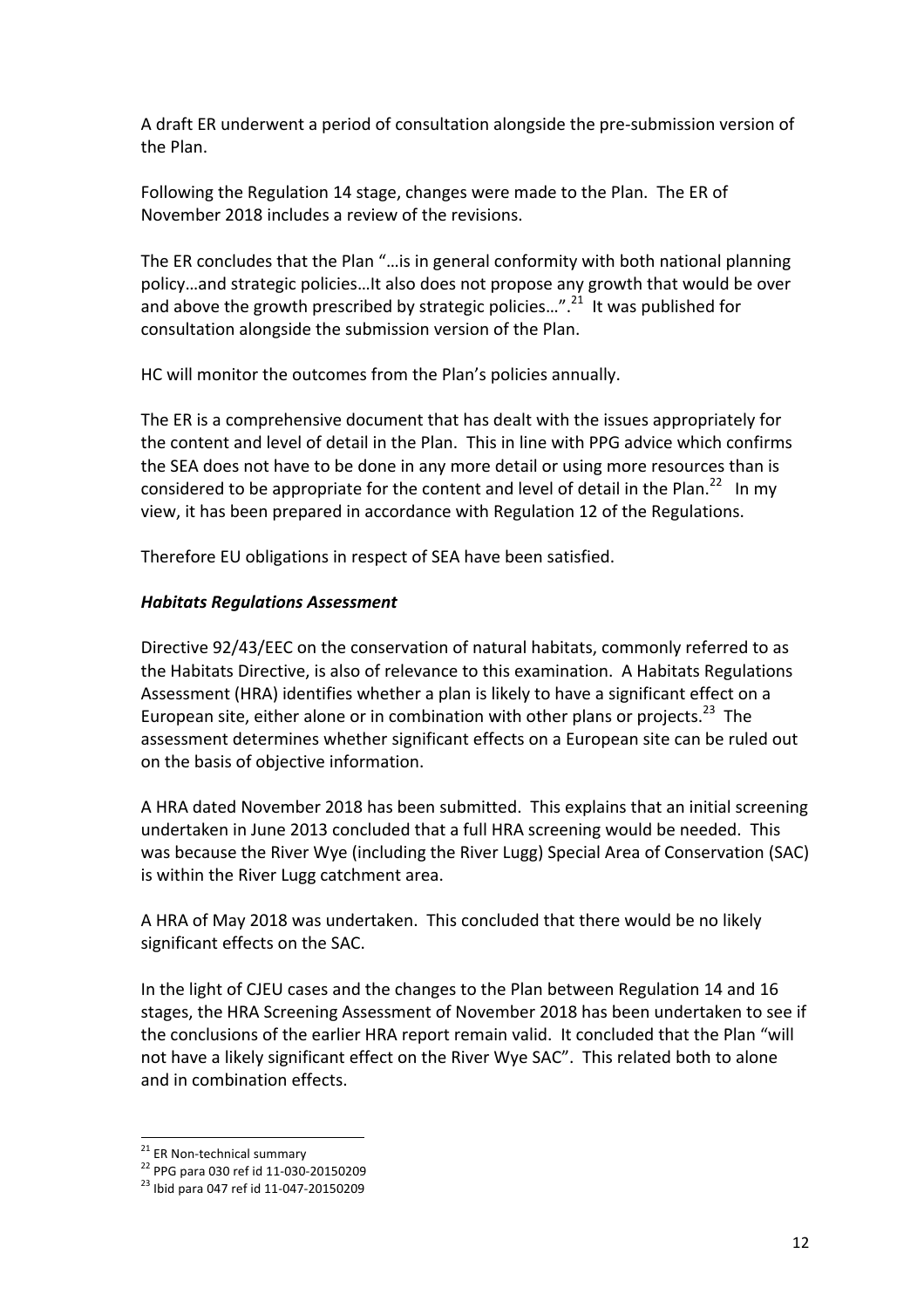A draft ER underwent a period of consultation alongside the pre-submission version of the Plan.

Following the Regulation 14 stage, changes were made to the Plan. The ER of November 2018 includes a review of the revisions.

The ER concludes that the Plan "…is in general conformity with both national planning policy…and strategic policies…It also does not propose any growth that would be over and above the growth prescribed by strategic policies…".[21] It was published for consultation alongside the submission version of the Plan.

HC will monitor the outcomes from the Plan's policies annually.

The ER is a comprehensive document that has dealt with the issues appropriately for the content and level of detail in the Plan. This in line with PPG advice which confirms the SEA does not have to be done in any more detail or using more resources than is considered to be appropriate for the content and level of detail in the Plan.[22] In my view, it has been prepared in accordance with Regulation 12 of the Regulations.

Therefore EU obligations in respect of SEA have been satisfied.

***Habitats Regulations Assessment***

Directive 92/43/EEC on the conservation of natural habitats, commonly referred to as the Habitats Directive, is also of relevance to this examination. A Habitats Regulations Assessment (HRA) identifies whether a plan is likely to have a significant effect on a European site, either alone or in combination with other plans or projects.[23] The assessment determines whether significant effects on a European site can be ruled out on the basis of objective information.

A HRA dated November 2018 has been submitted. This explains that an initial screening undertaken in June 2013 concluded that a full HRA screening would be needed. This was because the River Wye (including the River Lugg) Special Area of Conservation (SAC) is within the River Lugg catchment area.

A HRA of May 2018 was undertaken. This concluded that there would be no likely significant effects on the SAC.

In the light of CJEU cases and the changes to the Plan between Regulation 14 and 16 stages, the HRA Screening Assessment of November 2018 has been undertaken to see if the conclusions of the earlier HRA report remain valid. It concluded that the Plan "will not have a likely significant effect on the River Wye SAC". This related both to alone and in combination effects.

---

[21] ER Non-technical summary

[22] PPG para 030 ref id 11-030-20150209

[23] Ibid para 047 ref id 11-047-20150209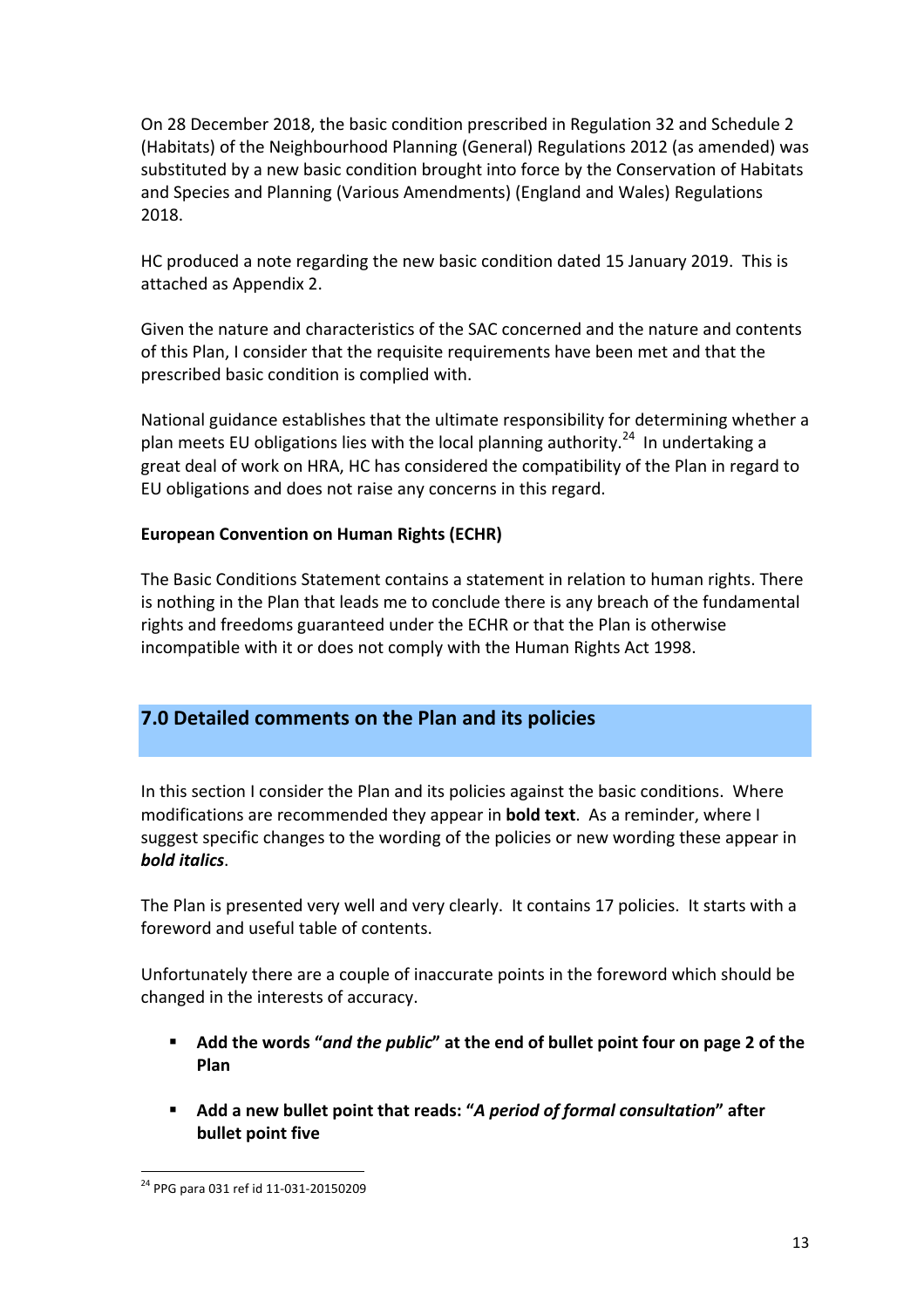On 28 December 2018, the basic condition prescribed in Regulation 32 and Schedule 2 (Habitats) of the Neighbourhood Planning (General) Regulations 2012 (as amended) was substituted by a new basic condition brought into force by the Conservation of Habitats and Species and Planning (Various Amendments) (England and Wales) Regulations 2018.

HC produced a note regarding the new basic condition dated 15 January 2019. This is attached as Appendix 2.

Given the nature and characteristics of the SAC concerned and the nature and contents of this Plan, I consider that the requisite requirements have been met and that the prescribed basic condition is complied with.

National guidance establishes that the ultimate responsibility for determining whether a plan meets EU obligations lies with the local planning authority.[24] In undertaking a great deal of work on HRA, HC has considered the compatibility of the Plan in regard to EU obligations and does not raise any concerns in this regard.

**European Convention on Human Rights (ECHR)**

The Basic Conditions Statement contains a statement in relation to human rights. There is nothing in the Plan that leads me to conclude there is any breach of the fundamental rights and freedoms guaranteed under the ECHR or that the Plan is otherwise incompatible with it or does not comply with the Human Rights Act 1998.

## 7.0 Detailed comments on the Plan and its policies

In this section I consider the Plan and its policies against the basic conditions. Where modifications are recommended they appear in **bold text**. As a reminder, where I suggest specific changes to the wording of the policies or new wording these appear in ***bold italics***.

The Plan is presented very well and very clearly. It contains 17 policies. It starts with a foreword and useful table of contents.

Unfortunately there are a couple of inaccurate points in the foreword which should be changed in the interests of accuracy.

- **Add the words "*and the public*" at the end of bullet point four on page 2 of the Plan**
- **Add a new bullet point that reads: "*A period of formal consultation*" after bullet point five**

[24] PPG para 031 ref id 11-031-20150209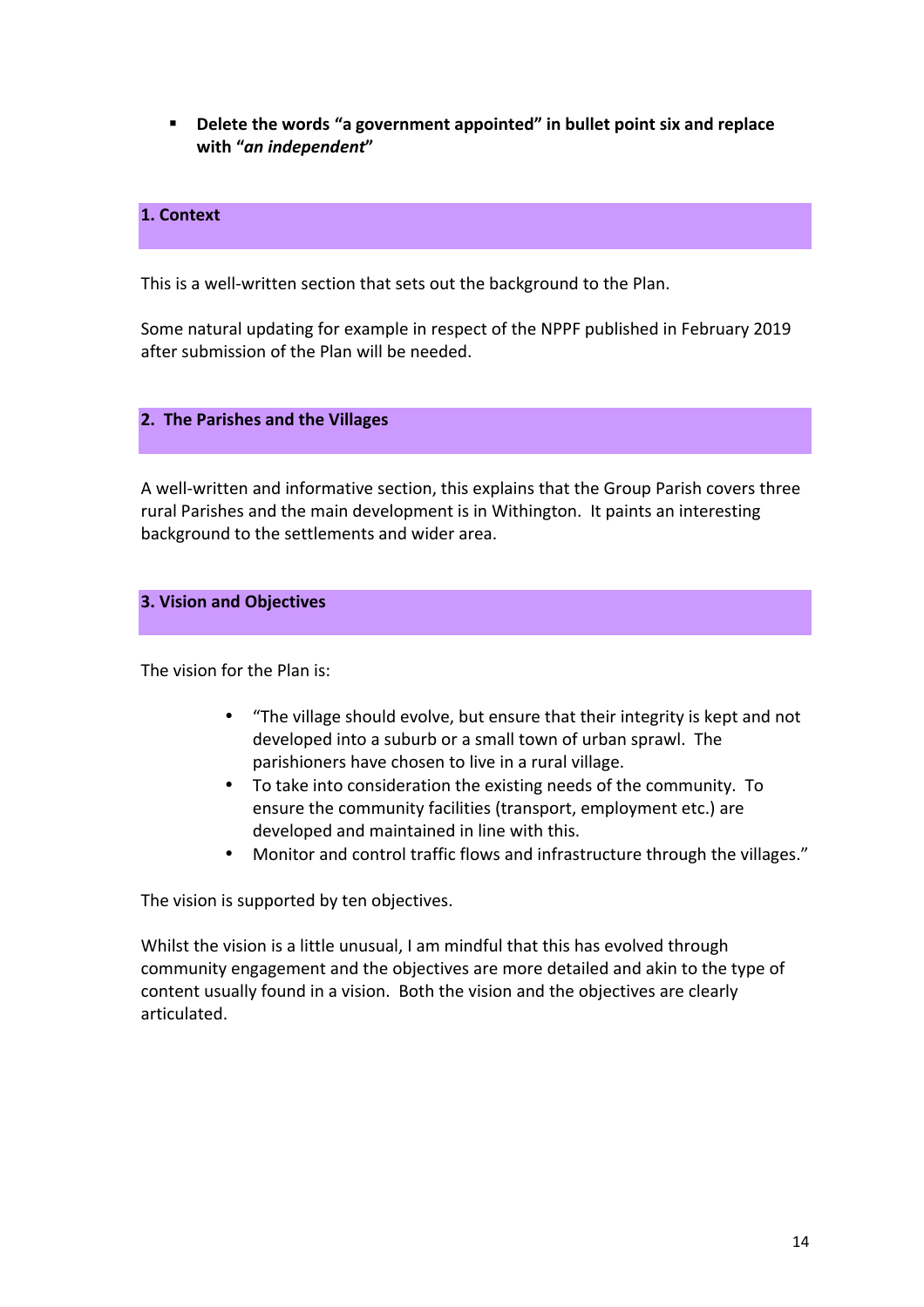- **Delete the words "a government appointed" in bullet point six and replace with "*an independent*"**

## 1. Context

This is a well-written section that sets out the background to the Plan.

Some natural updating for example in respect of the NPPF published in February 2019 after submission of the Plan will be needed.

## 2. The Parishes and the Villages

A well-written and informative section, this explains that the Group Parish covers three rural Parishes and the main development is in Withington. It paints an interesting background to the settlements and wider area.

## 3. Vision and Objectives

The vision for the Plan is:

- "The village should evolve, but ensure that their integrity is kept and not developed into a suburb or a small town of urban sprawl. The parishioners have chosen to live in a rural village.
- To take into consideration the existing needs of the community. To ensure the community facilities (transport, employment etc.) are developed and maintained in line with this.
- Monitor and control traffic flows and infrastructure through the villages."

The vision is supported by ten objectives.

Whilst the vision is a little unusual, I am mindful that this has evolved through community engagement and the objectives are more detailed and akin to the type of content usually found in a vision. Both the vision and the objectives are clearly articulated.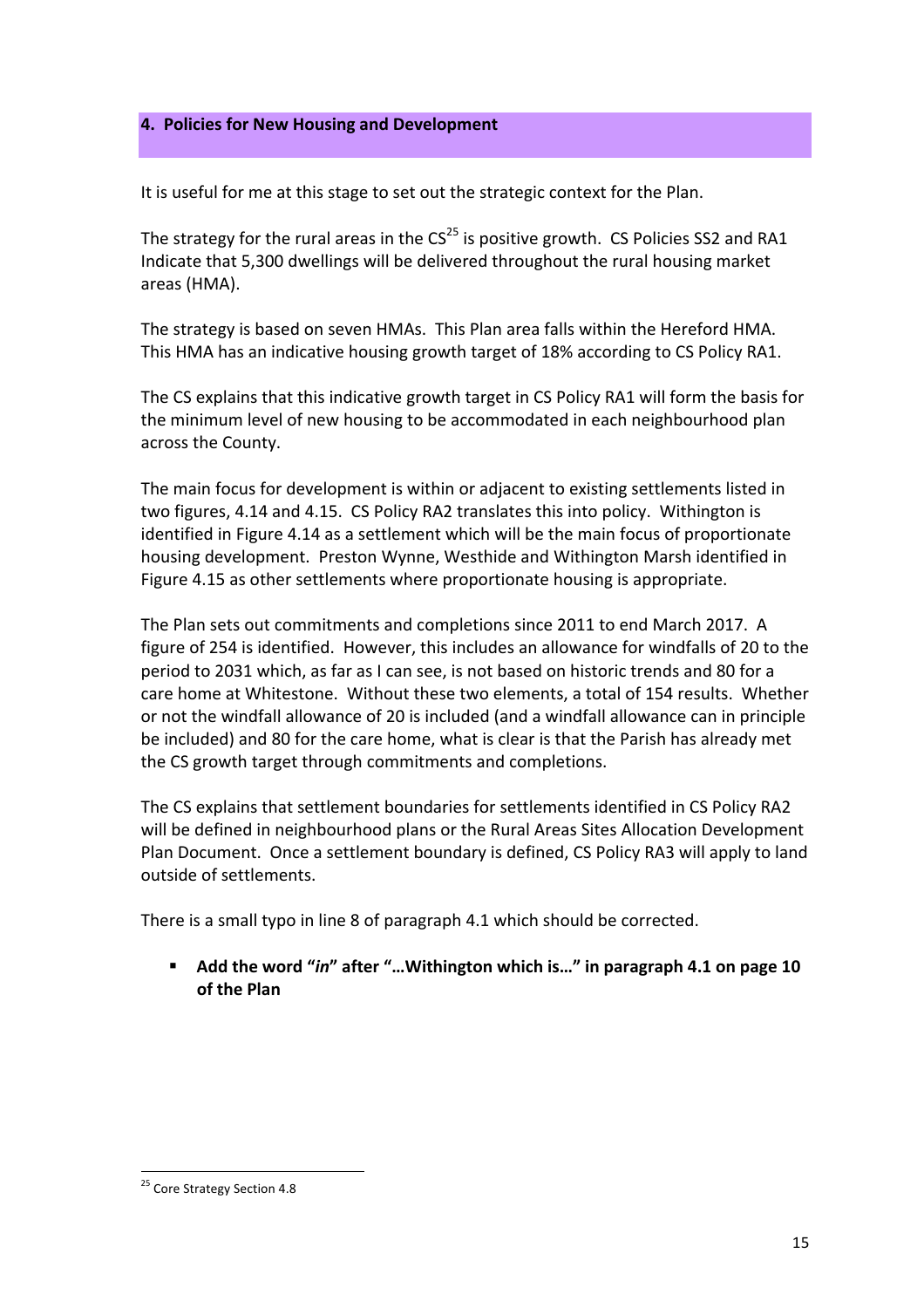## 4. Policies for New Housing and Development

It is useful for me at this stage to set out the strategic context for the Plan.

The strategy for the rural areas in the CS[25] is positive growth. CS Policies SS2 and RA1 Indicate that 5,300 dwellings will be delivered throughout the rural housing market areas (HMA).

The strategy is based on seven HMAs. This Plan area falls within the Hereford HMA. This HMA has an indicative housing growth target of 18% according to CS Policy RA1.

The CS explains that this indicative growth target in CS Policy RA1 will form the basis for the minimum level of new housing to be accommodated in each neighbourhood plan across the County.

The main focus for development is within or adjacent to existing settlements listed in two figures, 4.14 and 4.15. CS Policy RA2 translates this into policy. Withington is identified in Figure 4.14 as a settlement which will be the main focus of proportionate housing development. Preston Wynne, Westhide and Withington Marsh identified in Figure 4.15 as other settlements where proportionate housing is appropriate.

The Plan sets out commitments and completions since 2011 to end March 2017. A figure of 254 is identified. However, this includes an allowance for windfalls of 20 to the period to 2031 which, as far as I can see, is not based on historic trends and 80 for a care home at Whitestone. Without these two elements, a total of 154 results. Whether or not the windfall allowance of 20 is included (and a windfall allowance can in principle be included) and 80 for the care home, what is clear is that the Parish has already met the CS growth target through commitments and completions.

The CS explains that settlement boundaries for settlements identified in CS Policy RA2 will be defined in neighbourhood plans or the Rural Areas Sites Allocation Development Plan Document. Once a settlement boundary is defined, CS Policy RA3 will apply to land outside of settlements.

There is a small typo in line 8 of paragraph 4.1 which should be corrected.

- **Add the word "*in*" after "…Withington which is…" in paragraph 4.1 on page 10 of the Plan**

---

[25] Core Strategy Section 4.8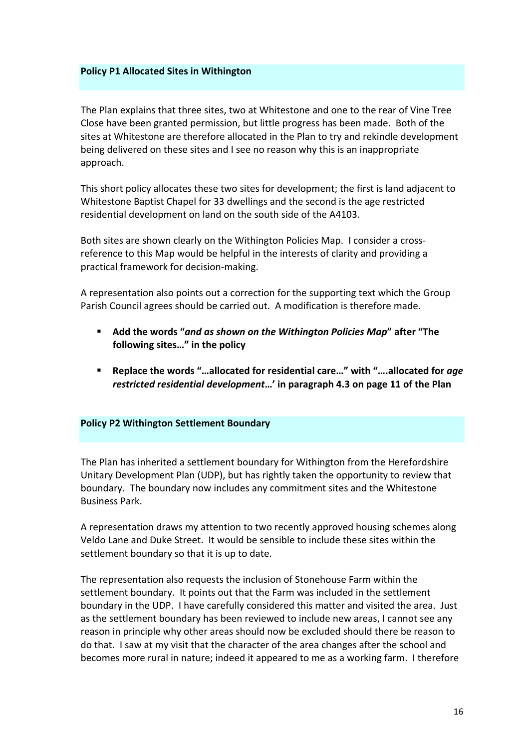### Policy P1 Allocated Sites in Withington

The Plan explains that three sites, two at Whitestone and one to the rear of Vine Tree Close have been granted permission, but little progress has been made. Both of the sites at Whitestone are therefore allocated in the Plan to try and rekindle development being delivered on these sites and I see no reason why this is an inappropriate approach.

This short policy allocates these two sites for development; the first is land adjacent to Whitestone Baptist Chapel for 33 dwellings and the second is the age restricted residential development on land on the south side of the A4103.

Both sites are shown clearly on the Withington Policies Map. I consider a cross-reference to this Map would be helpful in the interests of clarity and providing a practical framework for decision-making.

A representation also points out a correction for the supporting text which the Group Parish Council agrees should be carried out. A modification is therefore made.

- **Add the words "*and as shown on the Withington Policies Map*" after "The following sites…" in the policy**
- **Replace the words "…allocated for residential care…" with "….allocated for *age restricted residential development*…' in paragraph 4.3 on page 11 of the Plan**

### Policy P2 Withington Settlement Boundary

The Plan has inherited a settlement boundary for Withington from the Herefordshire Unitary Development Plan (UDP), but has rightly taken the opportunity to review that boundary. The boundary now includes any commitment sites and the Whitestone Business Park.

A representation draws my attention to two recently approved housing schemes along Veldo Lane and Duke Street. It would be sensible to include these sites within the settlement boundary so that it is up to date.

The representation also requests the inclusion of Stonehouse Farm within the settlement boundary. It points out that the Farm was included in the settlement boundary in the UDP. I have carefully considered this matter and visited the area. Just as the settlement boundary has been reviewed to include new areas, I cannot see any reason in principle why other areas should now be excluded should there be reason to do that. I saw at my visit that the character of the area changes after the school and becomes more rural in nature; indeed it appeared to me as a working farm. I therefore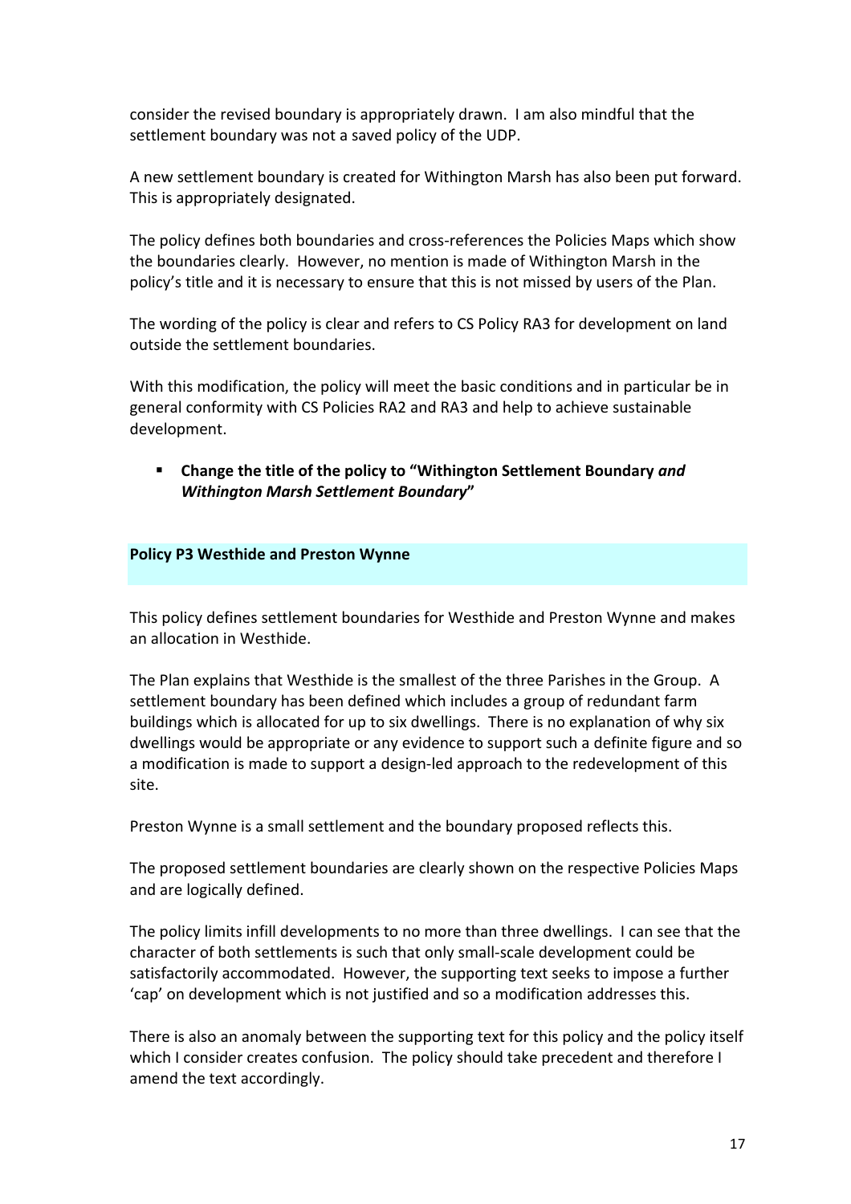consider the revised boundary is appropriately drawn. I am also mindful that the settlement boundary was not a saved policy of the UDP.

A new settlement boundary is created for Withington Marsh has also been put forward. This is appropriately designated.

The policy defines both boundaries and cross-references the Policies Maps which show the boundaries clearly. However, no mention is made of Withington Marsh in the policy's title and it is necessary to ensure that this is not missed by users of the Plan.

The wording of the policy is clear and refers to CS Policy RA3 for development on land outside the settlement boundaries.

With this modification, the policy will meet the basic conditions and in particular be in general conformity with CS Policies RA2 and RA3 and help to achieve sustainable development.

- **Change the title of the policy to "Withington Settlement Boundary *and Withington Marsh Settlement Boundary*"**

**Policy P3 Westhide and Preston Wynne**

This policy defines settlement boundaries for Westhide and Preston Wynne and makes an allocation in Westhide.

The Plan explains that Westhide is the smallest of the three Parishes in the Group. A settlement boundary has been defined which includes a group of redundant farm buildings which is allocated for up to six dwellings. There is no explanation of why six dwellings would be appropriate or any evidence to support such a definite figure and so a modification is made to support a design-led approach to the redevelopment of this site.

Preston Wynne is a small settlement and the boundary proposed reflects this.

The proposed settlement boundaries are clearly shown on the respective Policies Maps and are logically defined.

The policy limits infill developments to no more than three dwellings. I can see that the character of both settlements is such that only small-scale development could be satisfactorily accommodated. However, the supporting text seeks to impose a further 'cap' on development which is not justified and so a modification addresses this.

There is also an anomaly between the supporting text for this policy and the policy itself which I consider creates confusion. The policy should take precedent and therefore I amend the text accordingly.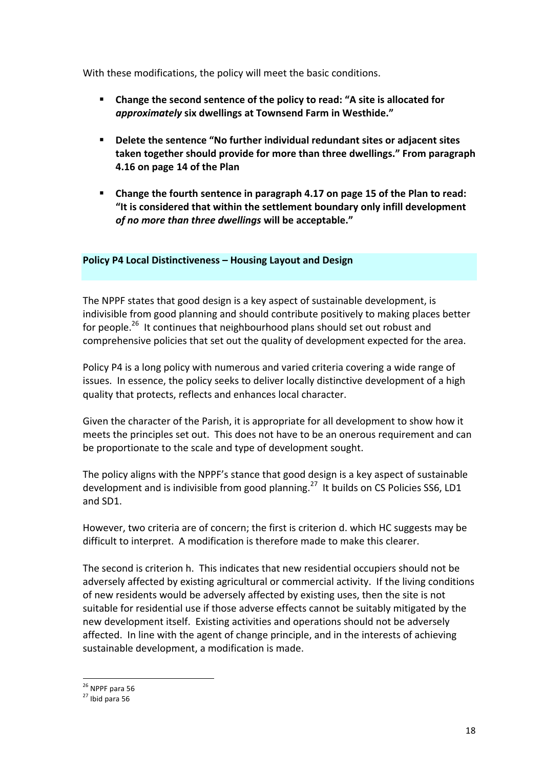With these modifications, the policy will meet the basic conditions.

- **Change the second sentence of the policy to read: "A site is allocated for *approximately* six dwellings at Townsend Farm in Westhide."**

- **Delete the sentence "No further individual redundant sites or adjacent sites taken together should provide for more than three dwellings." From paragraph 4.16 on page 14 of the Plan**

- **Change the fourth sentence in paragraph 4.17 on page 15 of the Plan to read: "It is considered that within the settlement boundary only infill development *of no more than three dwellings* will be acceptable."**

## Policy P4 Local Distinctiveness – Housing Layout and Design

The NPPF states that good design is a key aspect of sustainable development, is indivisible from good planning and should contribute positively to making places better for people.[26] It continues that neighbourhood plans should set out robust and comprehensive policies that set out the quality of development expected for the area.

Policy P4 is a long policy with numerous and varied criteria covering a wide range of issues. In essence, the policy seeks to deliver locally distinctive development of a high quality that protects, reflects and enhances local character.

Given the character of the Parish, it is appropriate for all development to show how it meets the principles set out. This does not have to be an onerous requirement and can be proportionate to the scale and type of development sought.

The policy aligns with the NPPF's stance that good design is a key aspect of sustainable development and is indivisible from good planning.[27] It builds on CS Policies SS6, LD1 and SD1.

However, two criteria are of concern; the first is criterion d. which HC suggests may be difficult to interpret. A modification is therefore made to make this clearer.

The second is criterion h. This indicates that new residential occupiers should not be adversely affected by existing agricultural or commercial activity. If the living conditions of new residents would be adversely affected by existing uses, then the site is not suitable for residential use if those adverse effects cannot be suitably mitigated by the new development itself. Existing activities and operations should not be adversely affected. In line with the agent of change principle, and in the interests of achieving sustainable development, a modification is made.

[26] NPPF para 56
[27] Ibid para 56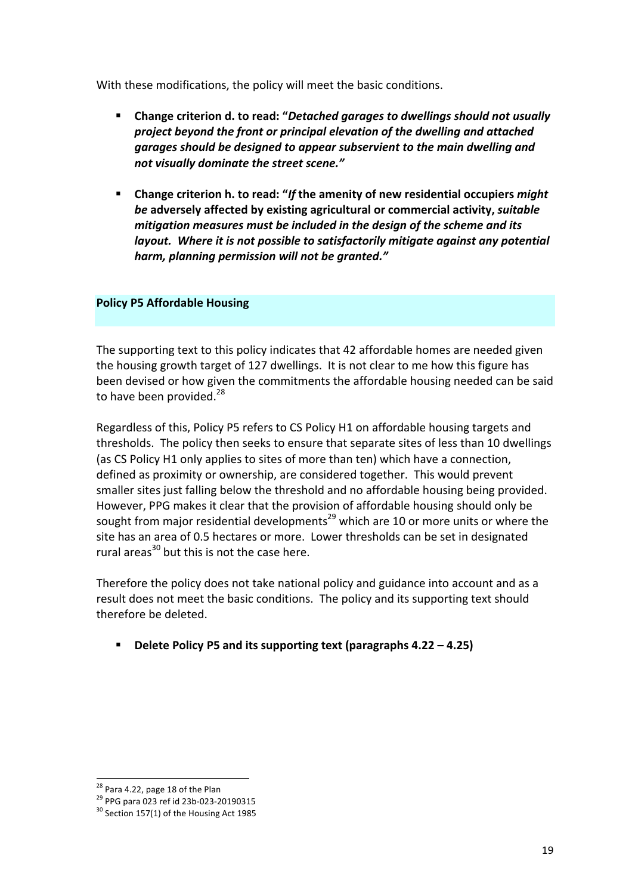With these modifications, the policy will meet the basic conditions.

- **Change criterion d. to read: "*Detached garages to dwellings should not usually project beyond the front or principal elevation of the dwelling and attached garages should be designed to appear subservient to the main dwelling and not visually dominate the street scene.*"**

- **Change criterion h. to read: "*If* the amenity of new residential occupiers *might be* adversely affected by existing agricultural or commercial activity, *suitable mitigation measures must be included in the design of the scheme and its layout. Where it is not possible to satisfactorily mitigate against any potential harm, planning permission will not be granted.*"**

## Policy P5 Affordable Housing

The supporting text to this policy indicates that 42 affordable homes are needed given the housing growth target of 127 dwellings. It is not clear to me how this figure has been devised or how given the commitments the affordable housing needed can be said to have been provided.[28]

Regardless of this, Policy P5 refers to CS Policy H1 on affordable housing targets and thresholds. The policy then seeks to ensure that separate sites of less than 10 dwellings (as CS Policy H1 only applies to sites of more than ten) which have a connection, defined as proximity or ownership, are considered together. This would prevent smaller sites just falling below the threshold and no affordable housing being provided. However, PPG makes it clear that the provision of affordable housing should only be sought from major residential developments[29] which are 10 or more units or where the site has an area of 0.5 hectares or more. Lower thresholds can be set in designated rural areas[30] but this is not the case here.

Therefore the policy does not take national policy and guidance into account and as a result does not meet the basic conditions. The policy and its supporting text should therefore be deleted.

- **Delete Policy P5 and its supporting text (paragraphs 4.22 – 4.25)**

---

[28] Para 4.22, page 18 of the Plan

[29] PPG para 023 ref id 23b-023-20190315

[30] Section 157(1) of the Housing Act 1985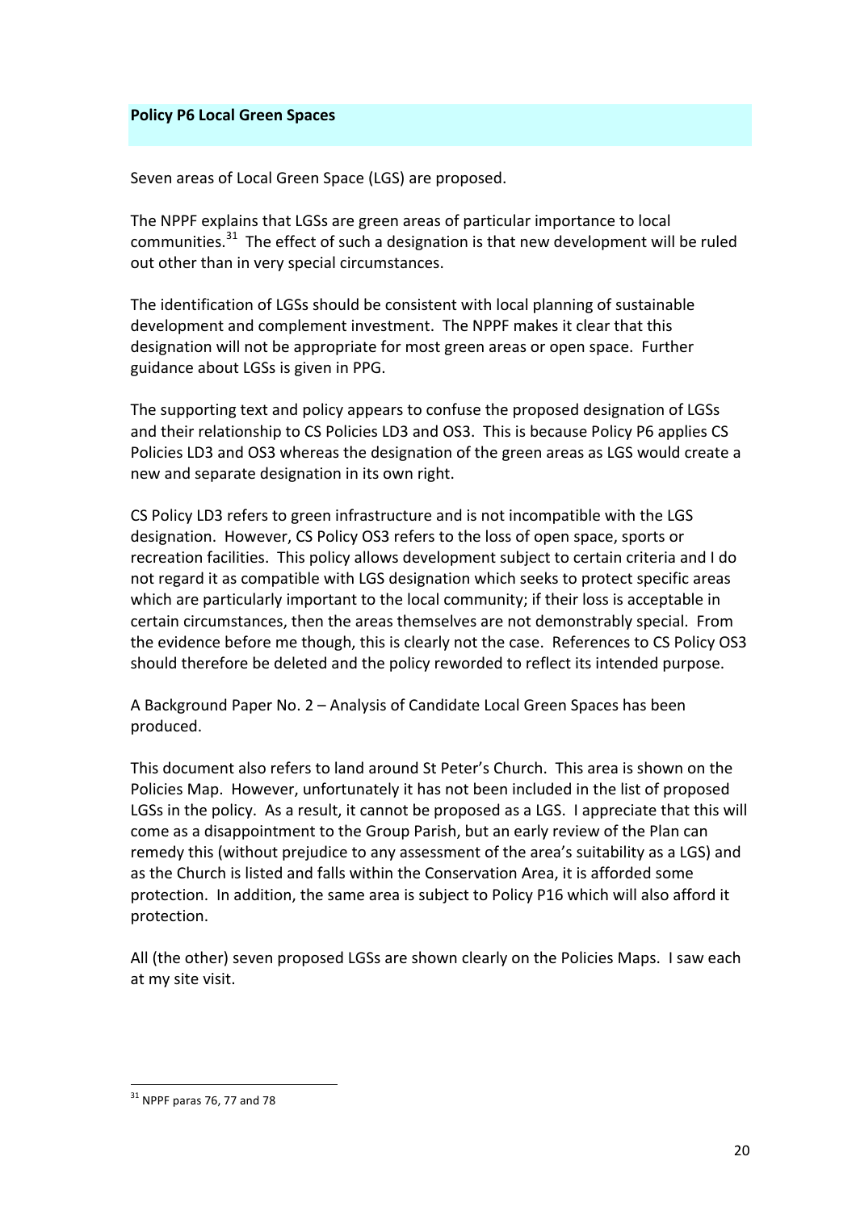**Policy P6 Local Green Spaces**

Seven areas of Local Green Space (LGS) are proposed.

The NPPF explains that LGSs are green areas of particular importance to local communities.[31] The effect of such a designation is that new development will be ruled out other than in very special circumstances.

The identification of LGSs should be consistent with local planning of sustainable development and complement investment. The NPPF makes it clear that this designation will not be appropriate for most green areas or open space. Further guidance about LGSs is given in PPG.

The supporting text and policy appears to confuse the proposed designation of LGSs and their relationship to CS Policies LD3 and OS3. This is because Policy P6 applies CS Policies LD3 and OS3 whereas the designation of the green areas as LGS would create a new and separate designation in its own right.

CS Policy LD3 refers to green infrastructure and is not incompatible with the LGS designation. However, CS Policy OS3 refers to the loss of open space, sports or recreation facilities. This policy allows development subject to certain criteria and I do not regard it as compatible with LGS designation which seeks to protect specific areas which are particularly important to the local community; if their loss is acceptable in certain circumstances, then the areas themselves are not demonstrably special. From the evidence before me though, this is clearly not the case. References to CS Policy OS3 should therefore be deleted and the policy reworded to reflect its intended purpose.

A Background Paper No. 2 – Analysis of Candidate Local Green Spaces has been produced.

This document also refers to land around St Peter's Church. This area is shown on the Policies Map. However, unfortunately it has not been included in the list of proposed LGSs in the policy. As a result, it cannot be proposed as a LGS. I appreciate that this will come as a disappointment to the Group Parish, but an early review of the Plan can remedy this (without prejudice to any assessment of the area's suitability as a LGS) and as the Church is listed and falls within the Conservation Area, it is afforded some protection. In addition, the same area is subject to Policy P16 which will also afford it protection.

All (the other) seven proposed LGSs are shown clearly on the Policies Maps. I saw each at my site visit.

[31] NPPF paras 76, 77 and 78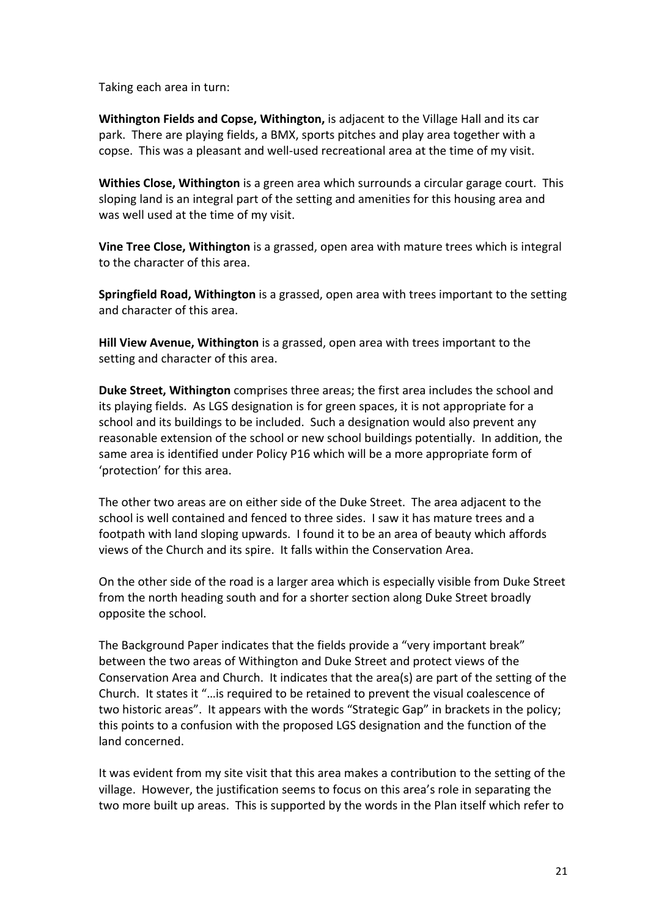Taking each area in turn:

**Withington Fields and Copse, Withington,** is adjacent to the Village Hall and its car park. There are playing fields, a BMX, sports pitches and play area together with a copse. This was a pleasant and well-used recreational area at the time of my visit.

**Withies Close, Withington** is a green area which surrounds a circular garage court. This sloping land is an integral part of the setting and amenities for this housing area and was well used at the time of my visit.

**Vine Tree Close, Withington** is a grassed, open area with mature trees which is integral to the character of this area.

**Springfield Road, Withington** is a grassed, open area with trees important to the setting and character of this area.

**Hill View Avenue, Withington** is a grassed, open area with trees important to the setting and character of this area.

**Duke Street, Withington** comprises three areas; the first area includes the school and its playing fields. As LGS designation is for green spaces, it is not appropriate for a school and its buildings to be included. Such a designation would also prevent any reasonable extension of the school or new school buildings potentially. In addition, the same area is identified under Policy P16 which will be a more appropriate form of 'protection' for this area.

The other two areas are on either side of the Duke Street. The area adjacent to the school is well contained and fenced to three sides. I saw it has mature trees and a footpath with land sloping upwards. I found it to be an area of beauty which affords views of the Church and its spire. It falls within the Conservation Area.

On the other side of the road is a larger area which is especially visible from Duke Street from the north heading south and for a shorter section along Duke Street broadly opposite the school.

The Background Paper indicates that the fields provide a "very important break" between the two areas of Withington and Duke Street and protect views of the Conservation Area and Church. It indicates that the area(s) are part of the setting of the Church. It states it "…is required to be retained to prevent the visual coalescence of two historic areas". It appears with the words "Strategic Gap" in brackets in the policy; this points to a confusion with the proposed LGS designation and the function of the land concerned.

It was evident from my site visit that this area makes a contribution to the setting of the village. However, the justification seems to focus on this area's role in separating the two more built up areas. This is supported by the words in the Plan itself which refer to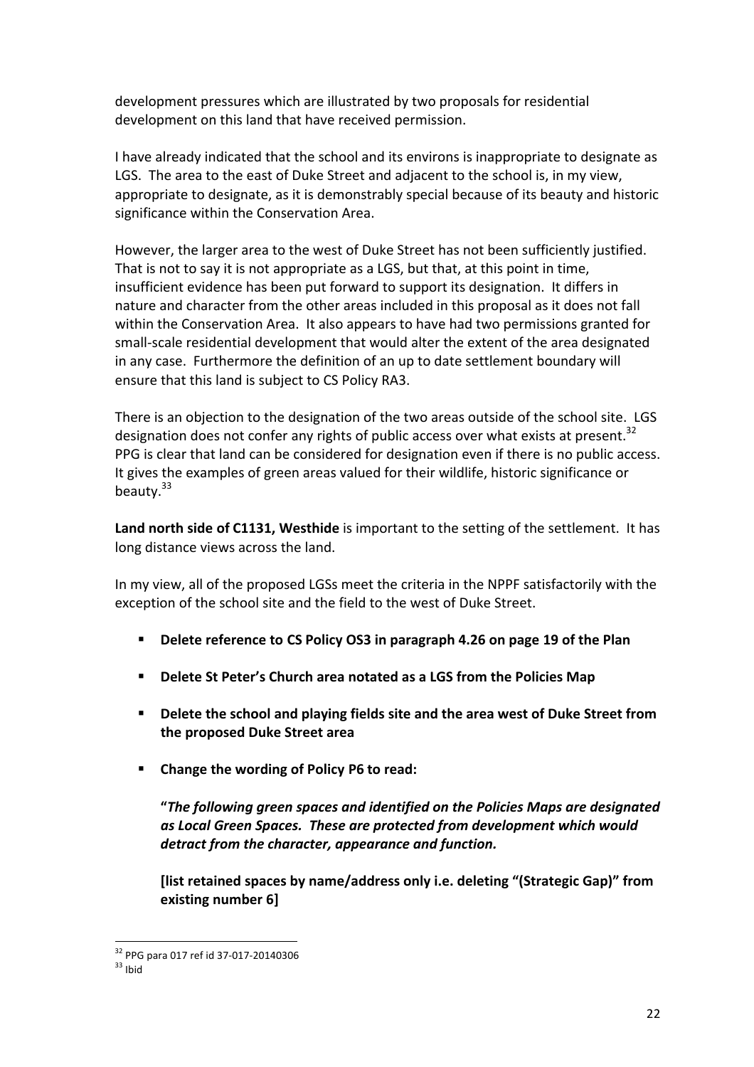development pressures which are illustrated by two proposals for residential development on this land that have received permission.

I have already indicated that the school and its environs is inappropriate to designate as LGS. The area to the east of Duke Street and adjacent to the school is, in my view, appropriate to designate, as it is demonstrably special because of its beauty and historic significance within the Conservation Area.

However, the larger area to the west of Duke Street has not been sufficiently justified. That is not to say it is not appropriate as a LGS, but that, at this point in time, insufficient evidence has been put forward to support its designation. It differs in nature and character from the other areas included in this proposal as it does not fall within the Conservation Area. It also appears to have had two permissions granted for small-scale residential development that would alter the extent of the area designated in any case. Furthermore the definition of an up to date settlement boundary will ensure that this land is subject to CS Policy RA3.

There is an objection to the designation of the two areas outside of the school site. LGS designation does not confer any rights of public access over what exists at present.[32] PPG is clear that land can be considered for designation even if there is no public access. It gives the examples of green areas valued for their wildlife, historic significance or beauty.[33]

**Land north side of C1131, Westhide** is important to the setting of the settlement. It has long distance views across the land.

In my view, all of the proposed LGSs meet the criteria in the NPPF satisfactorily with the exception of the school site and the field to the west of Duke Street.

- **Delete reference to CS Policy OS3 in paragraph 4.26 on page 19 of the Plan**
- **Delete St Peter's Church area notated as a LGS from the Policies Map**
- **Delete the school and playing fields site and the area west of Duke Street from the proposed Duke Street area**
- **Change the wording of Policy P6 to read:**

  **"*The following green spaces and identified on the Policies Maps are designated as Local Green Spaces. These are protected from development which would detract from the character, appearance and function.***

  **[list retained spaces by name/address only i.e. deleting "(Strategic Gap)" from existing number 6]**

---

[32] PPG para 017 ref id 37-017-20140306

[33] Ibid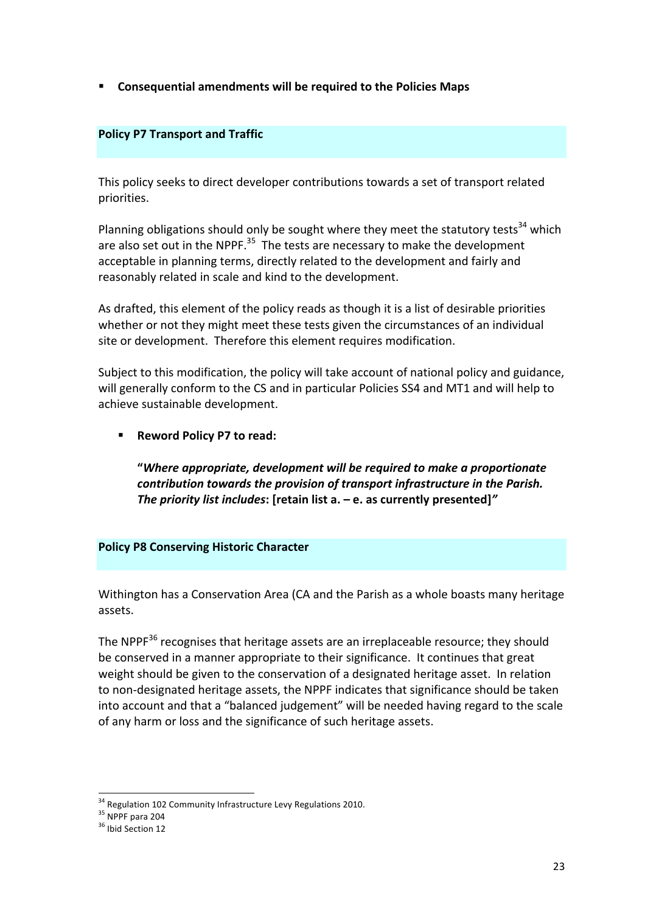- **Consequential amendments will be required to the Policies Maps**

### Policy P7 Transport and Traffic

This policy seeks to direct developer contributions towards a set of transport related priorities.

Planning obligations should only be sought where they meet the statutory tests[34] which are also set out in the NPPF.[35] The tests are necessary to make the development acceptable in planning terms, directly related to the development and fairly and reasonably related in scale and kind to the development.

As drafted, this element of the policy reads as though it is a list of desirable priorities whether or not they might meet these tests given the circumstances of an individual site or development. Therefore this element requires modification.

Subject to this modification, the policy will take account of national policy and guidance, will generally conform to the CS and in particular Policies SS4 and MT1 and will help to achieve sustainable development.

- **Reword Policy P7 to read:**

  **"*Where appropriate, development will be required to make a proportionate contribution towards the provision of transport infrastructure in the Parish. The priority list includes*: [retain list a. – e. as currently presented]*"***

### Policy P8 Conserving Historic Character

Withington has a Conservation Area (CA and the Parish as a whole boasts many heritage assets.

The NPPF[36] recognises that heritage assets are an irreplaceable resource; they should be conserved in a manner appropriate to their significance. It continues that great weight should be given to the conservation of a designated heritage asset. In relation to non-designated heritage assets, the NPPF indicates that significance should be taken into account and that a "balanced judgement" will be needed having regard to the scale of any harm or loss and the significance of such heritage assets.

---

[34] Regulation 102 Community Infrastructure Levy Regulations 2010.
[35] NPPF para 204
[36] Ibid Section 12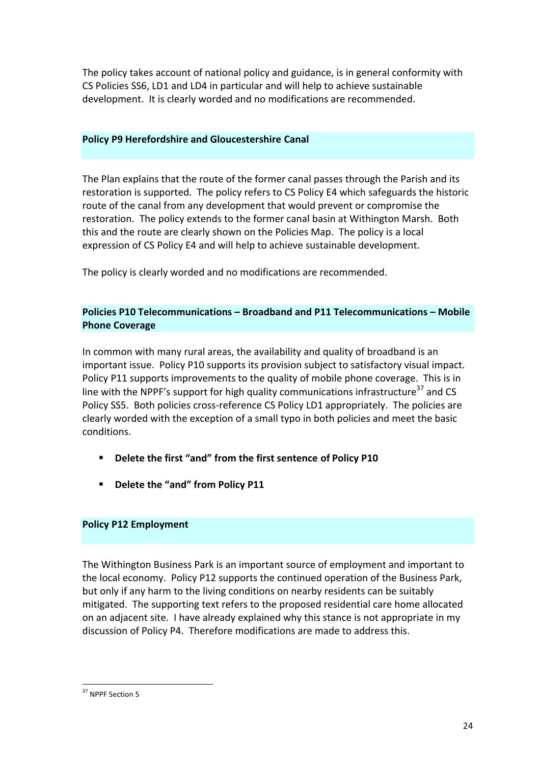The policy takes account of national policy and guidance, is in general conformity with CS Policies SS6, LD1 and LD4 in particular and will help to achieve sustainable development. It is clearly worded and no modifications are recommended.

### Policy P9 Herefordshire and Gloucestershire Canal

The Plan explains that the route of the former canal passes through the Parish and its restoration is supported. The policy refers to CS Policy E4 which safeguards the historic route of the canal from any development that would prevent or compromise the restoration. The policy extends to the former canal basin at Withington Marsh. Both this and the route are clearly shown on the Policies Map. The policy is a local expression of CS Policy E4 and will help to achieve sustainable development.

The policy is clearly worded and no modifications are recommended.

### Policies P10 Telecommunications – Broadband and P11 Telecommunications – Mobile Phone Coverage

In common with many rural areas, the availability and quality of broadband is an important issue. Policy P10 supports its provision subject to satisfactory visual impact. Policy P11 supports improvements to the quality of mobile phone coverage. This is in line with the NPPF's support for high quality communications infrastructure[37] and CS Policy SS5. Both policies cross-reference CS Policy LD1 appropriately. The policies are clearly worded with the exception of a small typo in both policies and meet the basic conditions.

- **Delete the first "and" from the first sentence of Policy P10**
- **Delete the "and" from Policy P11**

### Policy P12 Employment

The Withington Business Park is an important source of employment and important to the local economy. Policy P12 supports the continued operation of the Business Park, but only if any harm to the living conditions on nearby residents can be suitably mitigated. The supporting text refers to the proposed residential care home allocated on an adjacent site. I have already explained why this stance is not appropriate in my discussion of Policy P4. Therefore modifications are made to address this.

[37] NPPF Section 5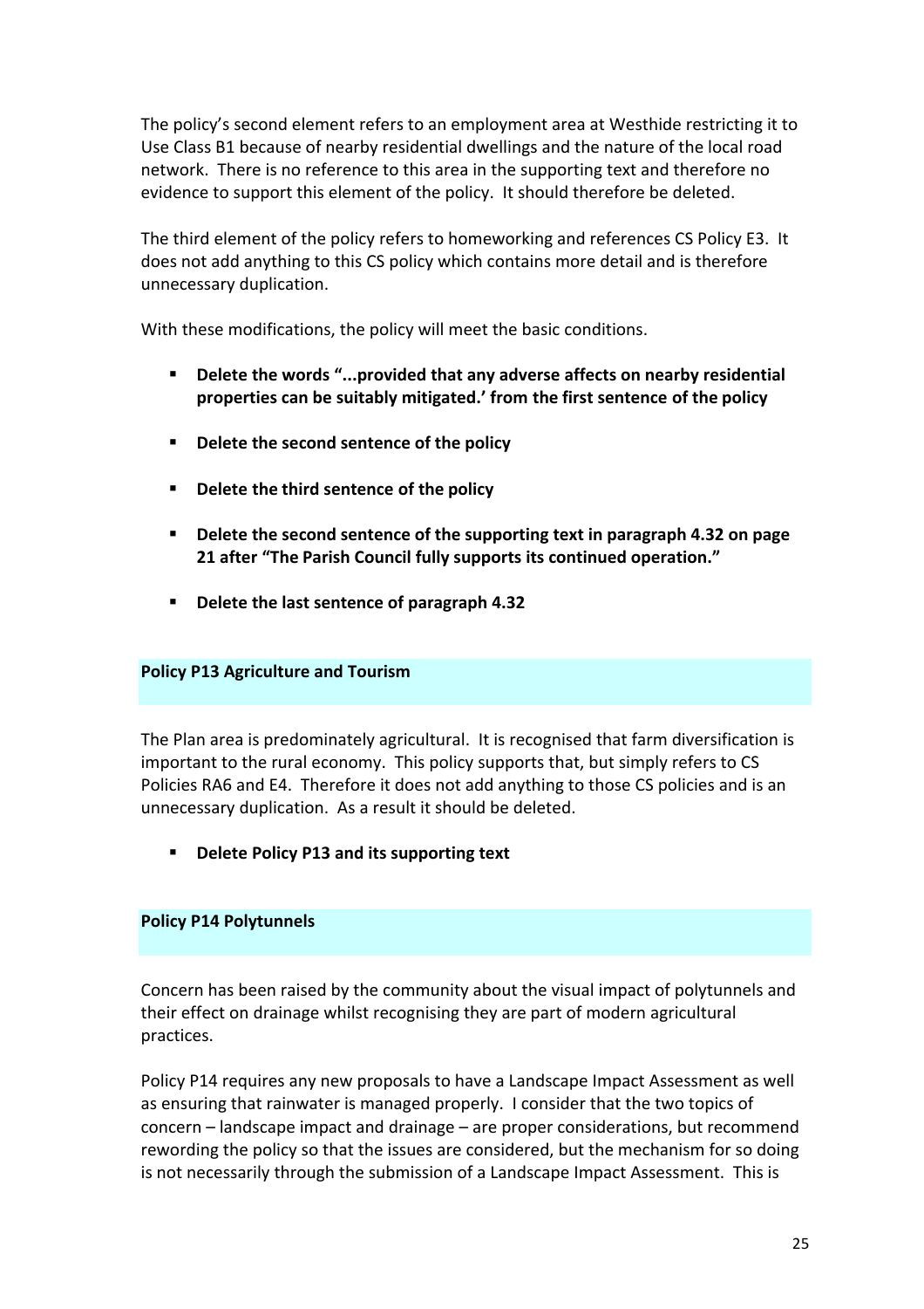The policy's second element refers to an employment area at Westhide restricting it to Use Class B1 because of nearby residential dwellings and the nature of the local road network. There is no reference to this area in the supporting text and therefore no evidence to support this element of the policy. It should therefore be deleted.

The third element of the policy refers to homeworking and references CS Policy E3. It does not add anything to this CS policy which contains more detail and is therefore unnecessary duplication.

With these modifications, the policy will meet the basic conditions.

- **Delete the words "...provided that any adverse affects on nearby residential properties can be suitably mitigated.' from the first sentence of the policy**
- **Delete the second sentence of the policy**
- **Delete the third sentence of the policy**
- **Delete the second sentence of the supporting text in paragraph 4.32 on page 21 after "The Parish Council fully supports its continued operation."**
- **Delete the last sentence of paragraph 4.32**

## Policy P13 Agriculture and Tourism

The Plan area is predominately agricultural. It is recognised that farm diversification is important to the rural economy. This policy supports that, but simply refers to CS Policies RA6 and E4. Therefore it does not add anything to those CS policies and is an unnecessary duplication. As a result it should be deleted.

- **Delete Policy P13 and its supporting text**

## Policy P14 Polytunnels

Concern has been raised by the community about the visual impact of polytunnels and their effect on drainage whilst recognising they are part of modern agricultural practices.

Policy P14 requires any new proposals to have a Landscape Impact Assessment as well as ensuring that rainwater is managed properly. I consider that the two topics of concern – landscape impact and drainage – are proper considerations, but recommend rewording the policy so that the issues are considered, but the mechanism for so doing is not necessarily through the submission of a Landscape Impact Assessment. This is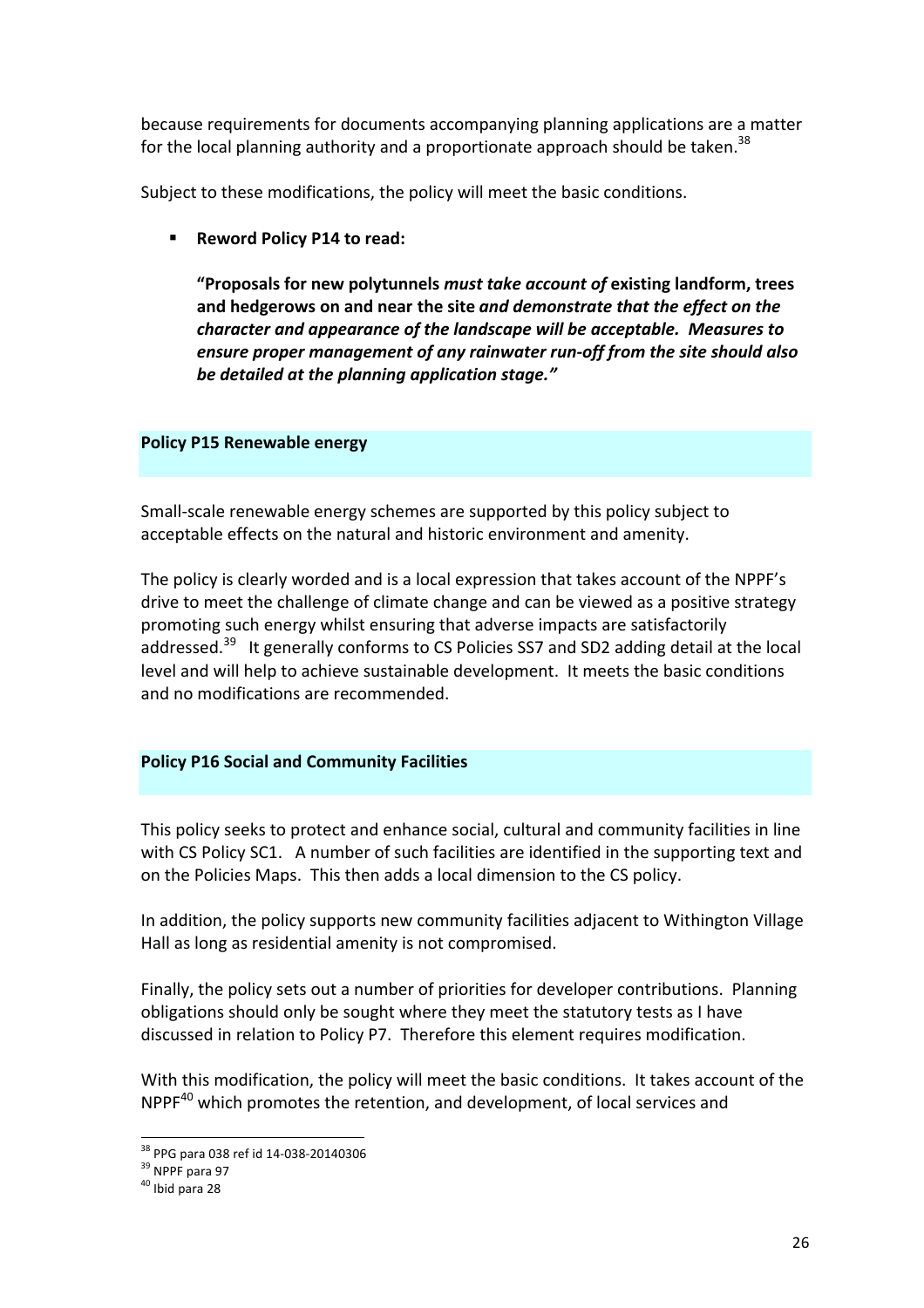because requirements for documents accompanying planning applications are a matter for the local planning authority and a proportionate approach should be taken.[38]

Subject to these modifications, the policy will meet the basic conditions.

- **Reword Policy P14 to read:**

  **"Proposals for new polytunnels *must take account of* existing landform, trees and hedgerows on and near the site *and demonstrate that the effect on the character and appearance of the landscape will be acceptable. Measures to ensure proper management of any rainwater run-off from the site should also be detailed at the planning application stage."***

### Policy P15 Renewable energy

Small-scale renewable energy schemes are supported by this policy subject to acceptable effects on the natural and historic environment and amenity.

The policy is clearly worded and is a local expression that takes account of the NPPF's drive to meet the challenge of climate change and can be viewed as a positive strategy promoting such energy whilst ensuring that adverse impacts are satisfactorily addressed.[39] It generally conforms to CS Policies SS7 and SD2 adding detail at the local level and will help to achieve sustainable development. It meets the basic conditions and no modifications are recommended.

### Policy P16 Social and Community Facilities

This policy seeks to protect and enhance social, cultural and community facilities in line with CS Policy SC1. A number of such facilities are identified in the supporting text and on the Policies Maps. This then adds a local dimension to the CS policy.

In addition, the policy supports new community facilities adjacent to Withington Village Hall as long as residential amenity is not compromised.

Finally, the policy sets out a number of priorities for developer contributions. Planning obligations should only be sought where they meet the statutory tests as I have discussed in relation to Policy P7. Therefore this element requires modification.

With this modification, the policy will meet the basic conditions. It takes account of the NPPF[40] which promotes the retention, and development, of local services and

---

[38] PPG para 038 ref id 14-038-20140306

[39] NPPF para 97

[40] Ibid para 28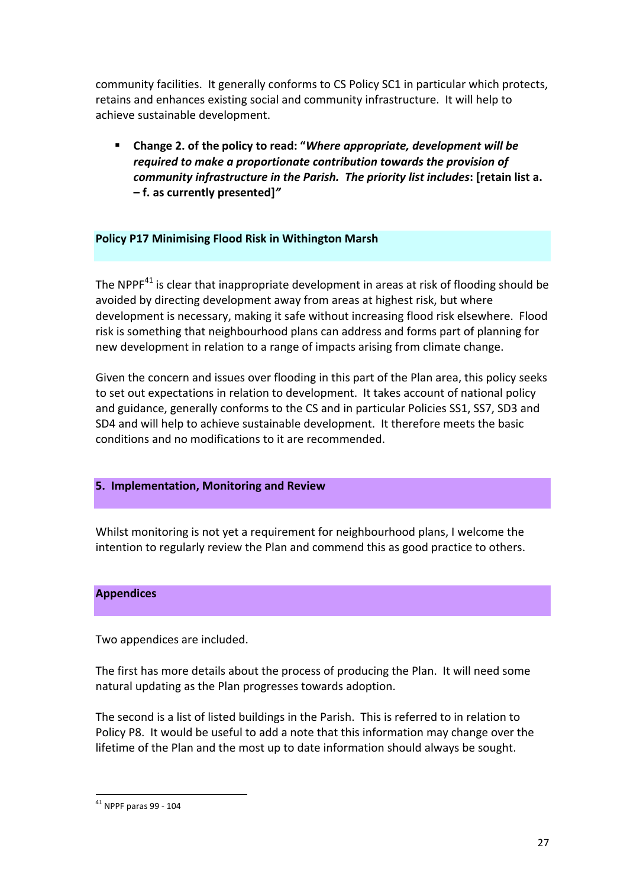community facilities. It generally conforms to CS Policy SC1 in particular which protects, retains and enhances existing social and community infrastructure. It will help to achieve sustainable development.

- **Change 2. of the policy to read: "*Where appropriate, development will be required to make a proportionate contribution towards the provision of community infrastructure in the Parish. The priority list includes*: [retain list a. – f. as currently presented]*"***

### Policy P17 Minimising Flood Risk in Withington Marsh

The NPPF[41] is clear that inappropriate development in areas at risk of flooding should be avoided by directing development away from areas at highest risk, but where development is necessary, making it safe without increasing flood risk elsewhere. Flood risk is something that neighbourhood plans can address and forms part of planning for new development in relation to a range of impacts arising from climate change.

Given the concern and issues over flooding in this part of the Plan area, this policy seeks to set out expectations in relation to development. It takes account of national policy and guidance, generally conforms to the CS and in particular Policies SS1, SS7, SD3 and SD4 and will help to achieve sustainable development. It therefore meets the basic conditions and no modifications to it are recommended.

## 5. Implementation, Monitoring and Review

Whilst monitoring is not yet a requirement for neighbourhood plans, I welcome the intention to regularly review the Plan and commend this as good practice to others.

## Appendices

Two appendices are included.

The first has more details about the process of producing the Plan. It will need some natural updating as the Plan progresses towards adoption.

The second is a list of listed buildings in the Parish. This is referred to in relation to Policy P8. It would be useful to add a note that this information may change over the lifetime of the Plan and the most up to date information should always be sought.

---

[41] NPPF paras 99 - 104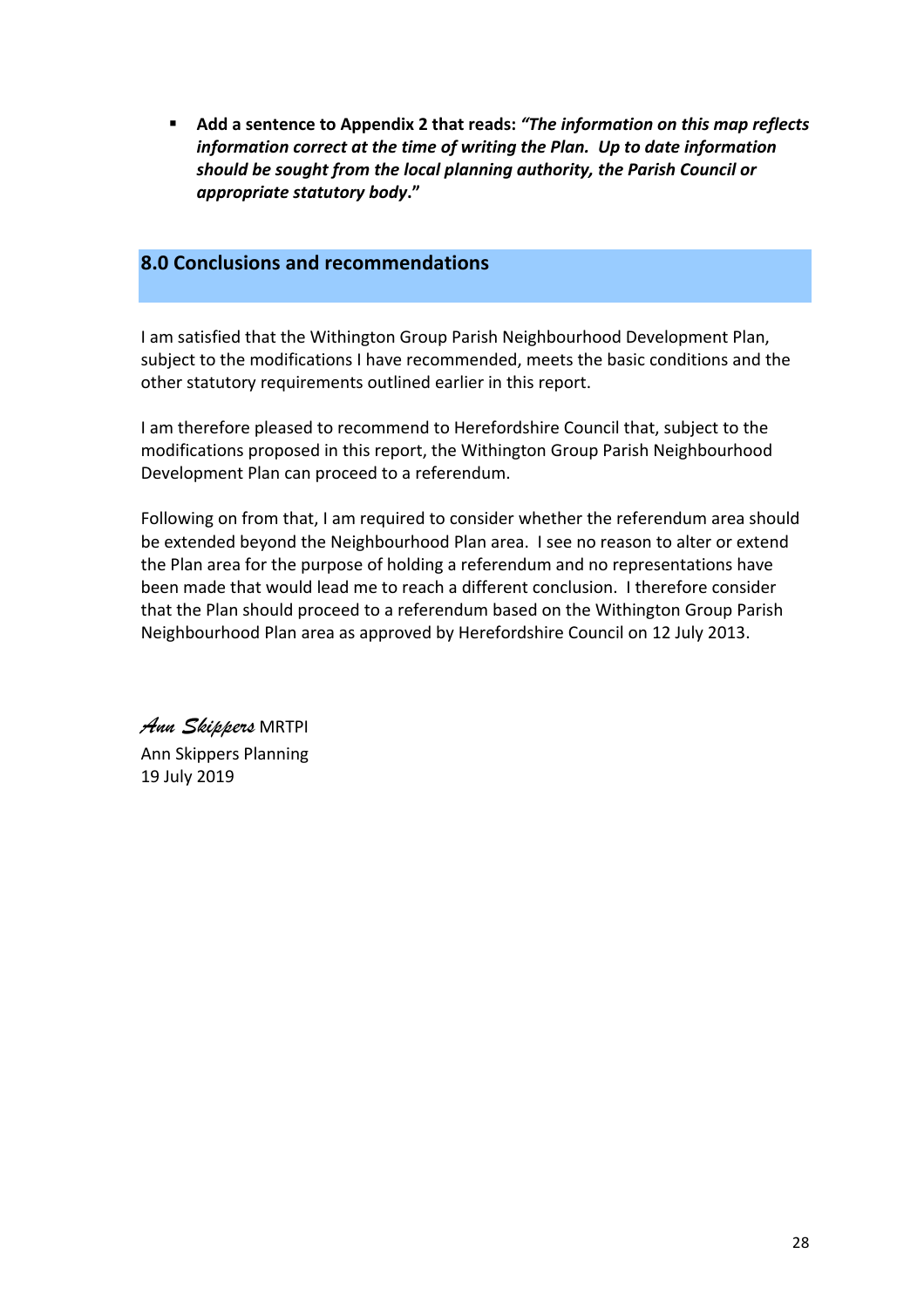- **Add a sentence to Appendix 2 that reads:** ***"The information on this map reflects information correct at the time of writing the Plan. Up to date information should be sought from the local planning authority, the Parish Council or appropriate statutory body*."**

## 8.0 Conclusions and recommendations

I am satisfied that the Withington Group Parish Neighbourhood Development Plan, subject to the modifications I have recommended, meets the basic conditions and the other statutory requirements outlined earlier in this report.

I am therefore pleased to recommend to Herefordshire Council that, subject to the modifications proposed in this report, the Withington Group Parish Neighbourhood Development Plan can proceed to a referendum.

Following on from that, I am required to consider whether the referendum area should be extended beyond the Neighbourhood Plan area. I see no reason to alter or extend the Plan area for the purpose of holding a referendum and no representations have been made that would lead me to reach a different conclusion. I therefore consider that the Plan should proceed to a referendum based on the Withington Group Parish Neighbourhood Plan area as approved by Herefordshire Council on 12 July 2013.

*Ann Skippers* MRTPI
Ann Skippers Planning
19 July 2019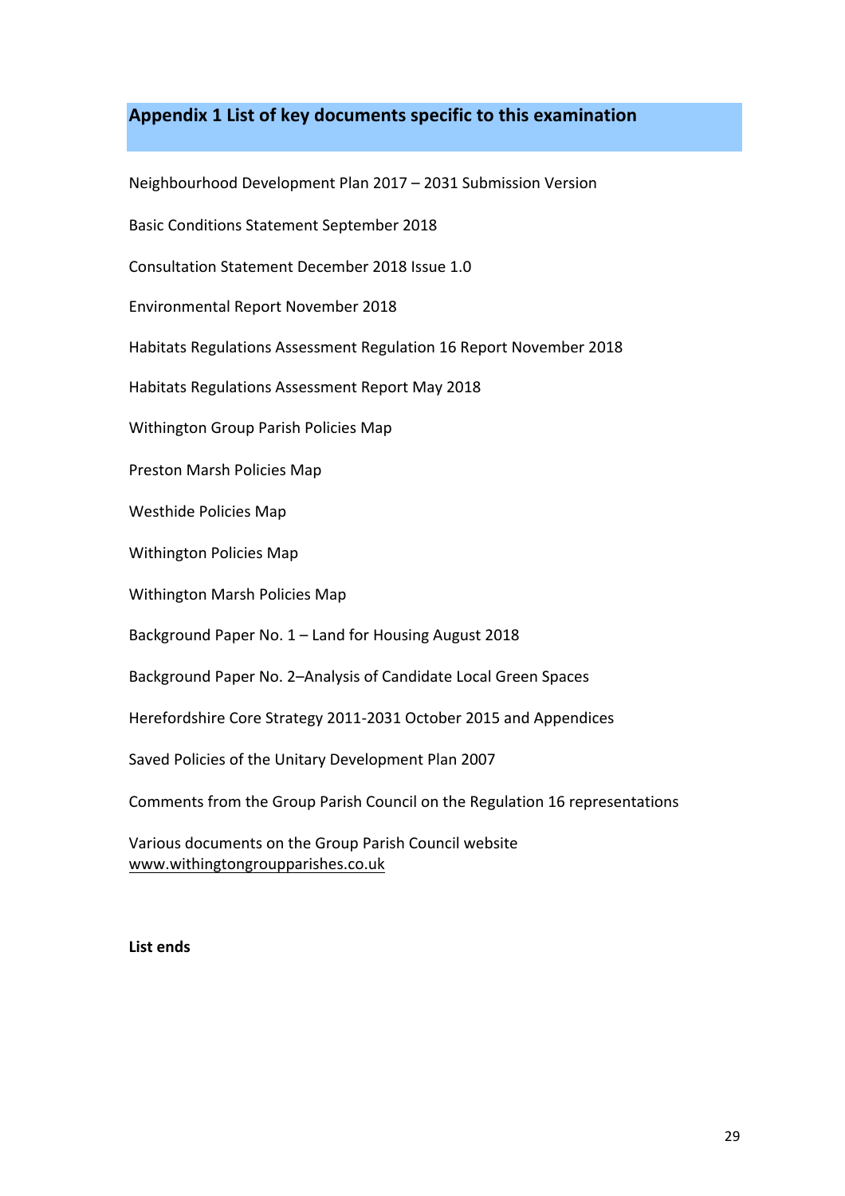## Appendix 1 List of key documents specific to this examination

Neighbourhood Development Plan 2017 – 2031 Submission Version

Basic Conditions Statement September 2018

Consultation Statement December 2018 Issue 1.0

Environmental Report November 2018

Habitats Regulations Assessment Regulation 16 Report November 2018

Habitats Regulations Assessment Report May 2018

Withington Group Parish Policies Map

Preston Marsh Policies Map

Westhide Policies Map

Withington Policies Map

Withington Marsh Policies Map

Background Paper No. 1 – Land for Housing August 2018

Background Paper No. 2–Analysis of Candidate Local Green Spaces

Herefordshire Core Strategy 2011-2031 October 2015 and Appendices

Saved Policies of the Unitary Development Plan 2007

Comments from the Group Parish Council on the Regulation 16 representations

Various documents on the Group Parish Council website
www.withingtongroupparishes.co.uk

**List ends**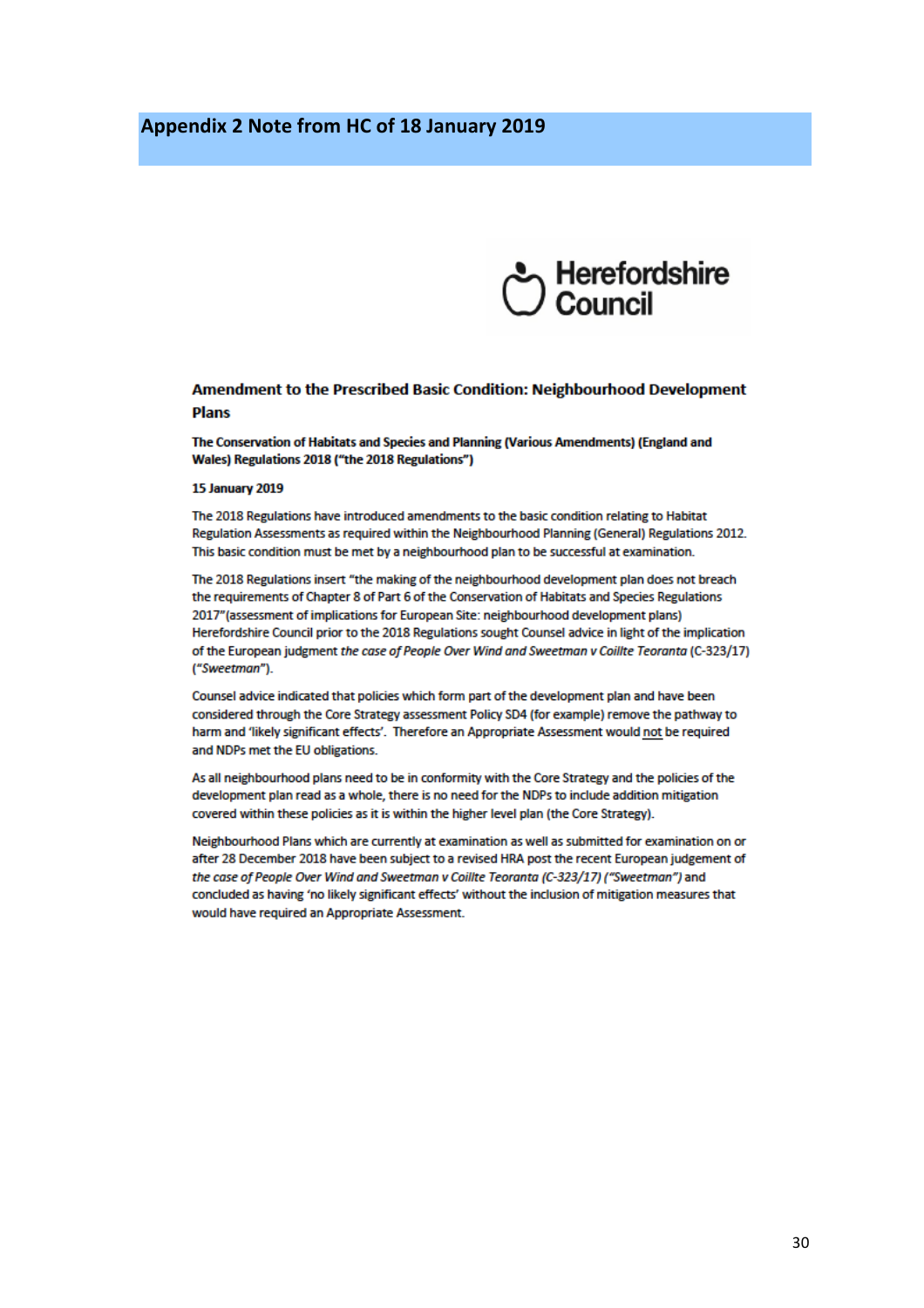# Appendix 2 Note from HC of 18 January 2019

Herefordshire Council

## Amendment to the Prescribed Basic Condition: Neighbourhood Development Plans

**The Conservation of Habitats and Species and Planning (Various Amendments) (England and Wales) Regulations 2018 ("the 2018 Regulations")**

**15 January 2019**

The 2018 Regulations have introduced amendments to the basic condition relating to Habitat Regulation Assessments as required within the Neighbourhood Planning (General) Regulations 2012. This basic condition must be met by a neighbourhood plan to be successful at examination.

The 2018 Regulations insert "the making of the neighbourhood development plan does not breach the requirements of Chapter 8 of Part 6 of the Conservation of Habitats and Species Regulations 2017"(assessment of implications for European Site: neighbourhood development plans) Herefordshire Council prior to the 2018 Regulations sought Counsel advice in light of the implication of the European judgment *the case of People Over Wind and Sweetman v Coillte Teoranta* (C-323/17) ("*Sweetman*").

Counsel advice indicated that policies which form part of the development plan and have been considered through the Core Strategy assessment Policy SD4 (for example) remove the pathway to harm and 'likely significant effects'. Therefore an Appropriate Assessment would not be required and NDPs met the EU obligations.

As all neighbourhood plans need to be in conformity with the Core Strategy and the policies of the development plan read as a whole, there is no need for the NDPs to include addition mitigation covered within these policies as it is within the higher level plan (the Core Strategy).

Neighbourhood Plans which are currently at examination as well as submitted for examination on or after 28 December 2018 have been subject to a revised HRA post the recent European judgement of *the case of People Over Wind and Sweetman v Coillte Teoranta (C-323/17) ("Sweetman")* and concluded as having 'no likely significant effects' without the inclusion of mitigation measures that would have required an Appropriate Assessment.